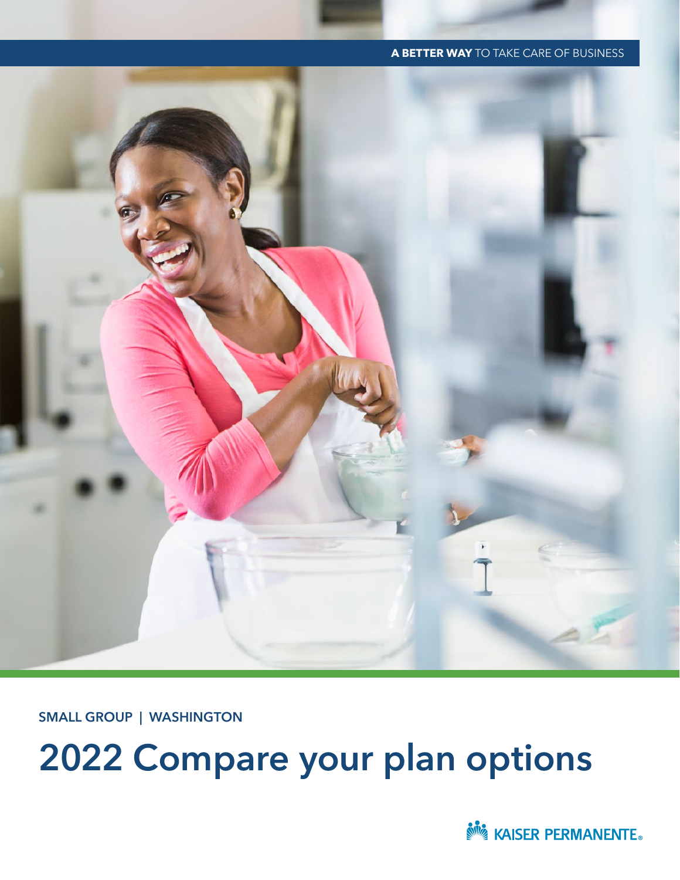**A BETTER WAY** TO TAKE CARE OF BUSINESS

SMALL GROUP | WASHINGTON

# 2022 Compare your plan options

KAISER PERMANENTE®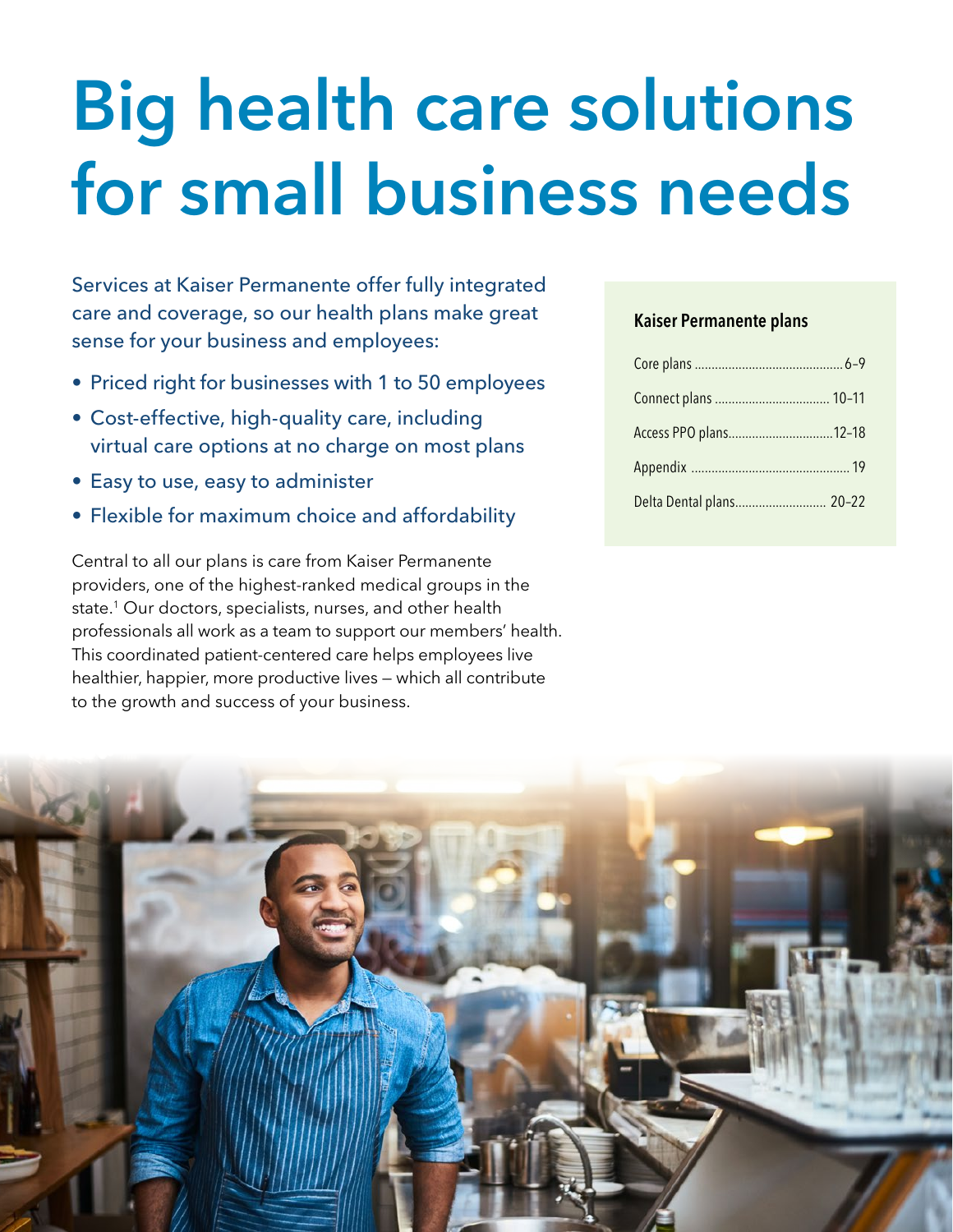# Big health care solutions for small business needs

Services at Kaiser Permanente offer fully integrated care and coverage, so our health plans make great sense for your business and employees:

- Priced right for businesses with 1 to 50 employees
- Cost-effective, high-quality care, including virtual care options at no charge on most plans
- Easy to use, easy to administer
- Flexible for maximum choice and affordability

Central to all our plans is care from Kaiser Permanente providers, one of the highest-ranked medical groups in the state.[1] Our doctors, specialists, nurses, and other health professionals all work as a team to support our members' health. This coordinated patient-centered care helps employees live healthier, happier, more productive lives — which all contribute to the growth and success of your business.

**Kaiser Permanente plans**

| | |
|---|---|
| Core plans | 6–9 |
| Connect plans | 10–11 |
| Access PPO plans | 12–18 |
| Appendix | 19 |
| Delta Dental plans | 20–22 |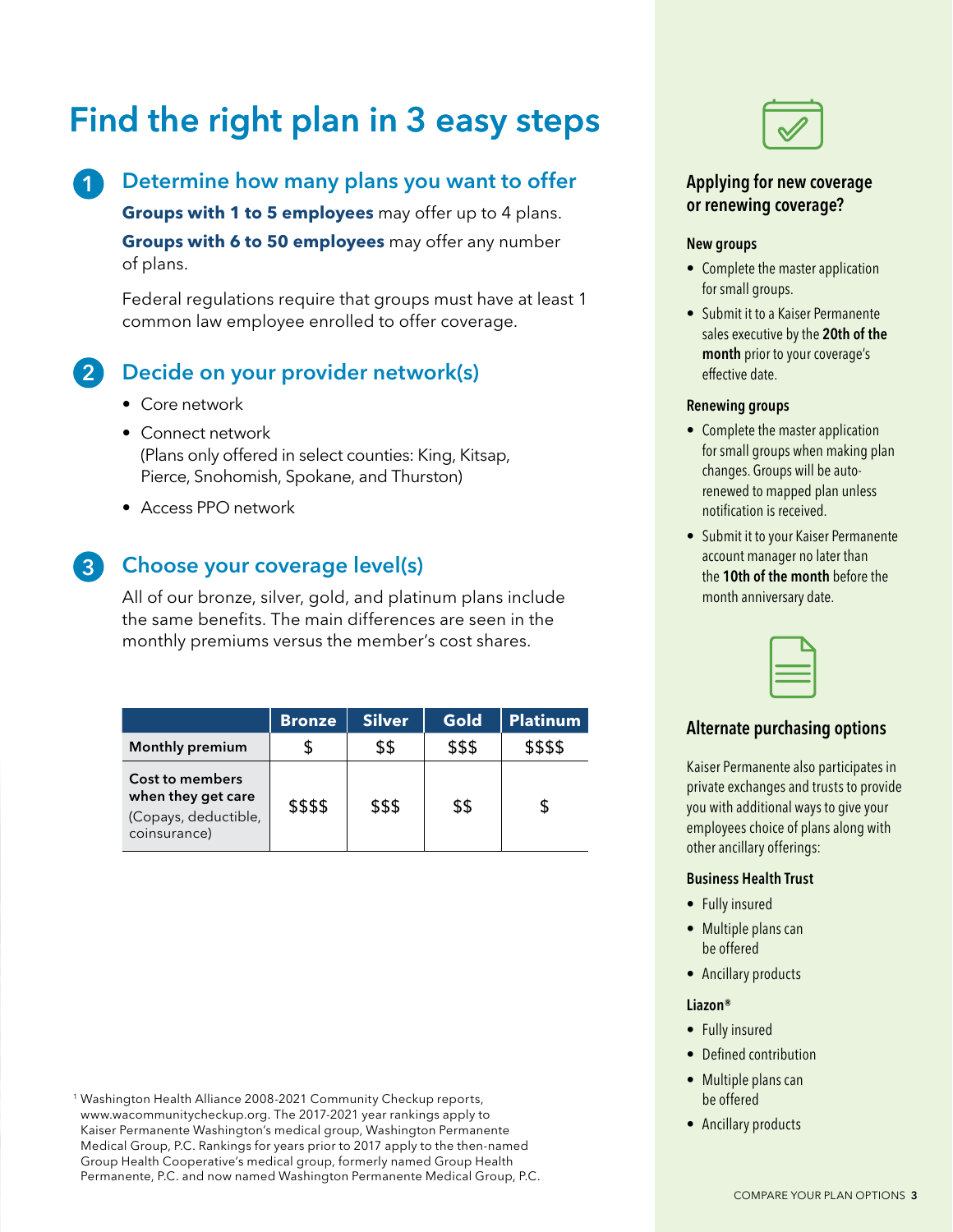# Find the right plan in 3 easy steps

## 1 Determine how many plans you want to offer

**Groups with 1 to 5 employees** may offer up to 4 plans.

**Groups with 6 to 50 employees** may offer any number of plans.

Federal regulations require that groups must have at least 1 common law employee enrolled to offer coverage.

## 2 Decide on your provider network(s)

- Core network
- Connect network
  (Plans only offered in select counties: King, Kitsap, Pierce, Snohomish, Spokane, and Thurston)
- Access PPO network

## 3 Choose your coverage level(s)

All of our bronze, silver, gold, and platinum plans include the same benefits. The main differences are seen in the monthly premiums versus the member's cost shares.

| | Bronze | Silver | Gold | Platinum |
|---|---|---|---|---|
| **Monthly premium** | $ | $$ | $$$ | $$$$ |
| **Cost to members when they get care** (Copays, deductible, coinsurance) | $$$$ | $$$ | $$ | $ |

[1] Washington Health Alliance 2008-2021 Community Checkup reports, www.wacommunitycheckup.org. The 2017-2021 year rankings apply to Kaiser Permanente Washington's medical group, Washington Permanente Medical Group, P.C. Rankings for years prior to 2017 apply to the then-named Group Health Cooperative's medical group, formerly named Group Health Permanente, P.C. and now named Washington Permanente Medical Group, P.C.

## Applying for new coverage or renewing coverage?

### New groups

- Complete the master application for small groups.
- Submit it to a Kaiser Permanente sales executive by the **20th of the month** prior to your coverage's effective date.

### Renewing groups

- Complete the master application for small groups when making plan changes. Groups will be auto-renewed to mapped plan unless notification is received.
- Submit it to your Kaiser Permanente account manager no later than the **10th of the month** before the month anniversary date.

## Alternate purchasing options

Kaiser Permanente also participates in private exchanges and trusts to provide you with additional ways to give your employees choice of plans along with other ancillary offerings:

### Business Health Trust

- Fully insured
- Multiple plans can be offered
- Ancillary products

### Liazon®

- Fully insured
- Defined contribution
- Multiple plans can be offered
- Ancillary products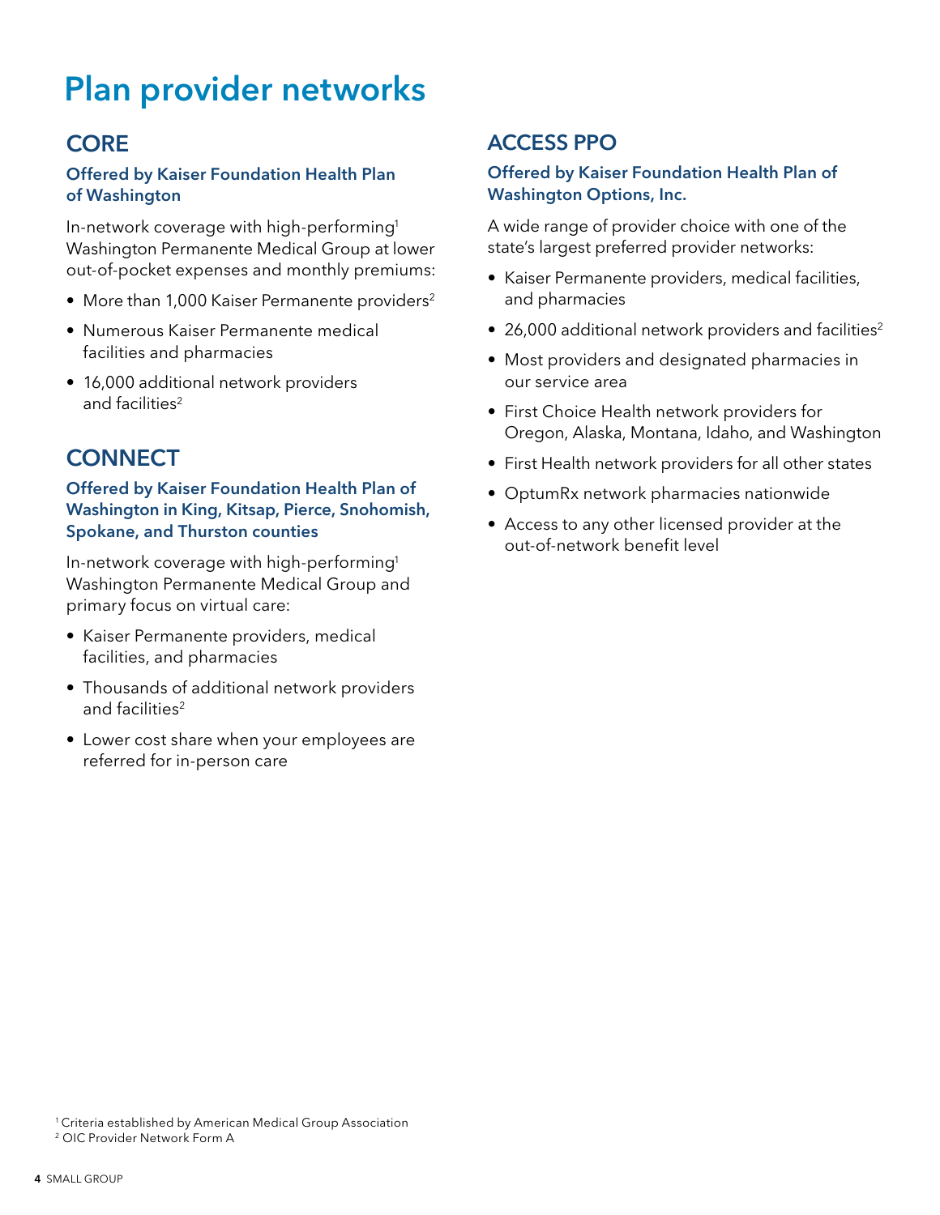# Plan provider networks

## CORE

### Offered by Kaiser Foundation Health Plan of Washington

In-network coverage with high-performing[1] Washington Permanente Medical Group at lower out-of-pocket expenses and monthly premiums:

- More than 1,000 Kaiser Permanente providers[2]
- Numerous Kaiser Permanente medical facilities and pharmacies
- 16,000 additional network providers and facilities[2]

## CONNECT

### Offered by Kaiser Foundation Health Plan of Washington in King, Kitsap, Pierce, Snohomish, Spokane, and Thurston counties

In-network coverage with high-performing[1] Washington Permanente Medical Group and primary focus on virtual care:

- Kaiser Permanente providers, medical facilities, and pharmacies
- Thousands of additional network providers and facilities[2]
- Lower cost share when your employees are referred for in-person care

## ACCESS PPO

### Offered by Kaiser Foundation Health Plan of Washington Options, Inc.

A wide range of provider choice with one of the state's largest preferred provider networks:

- Kaiser Permanente providers, medical facilities, and pharmacies
- 26,000 additional network providers and facilities[2]
- Most providers and designated pharmacies in our service area
- First Choice Health network providers for Oregon, Alaska, Montana, Idaho, and Washington
- First Health network providers for all other states
- OptumRx network pharmacies nationwide
- Access to any other licensed provider at the out-of-network benefit level

[1] Criteria established by American Medical Group Association
[2] OIC Provider Network Form A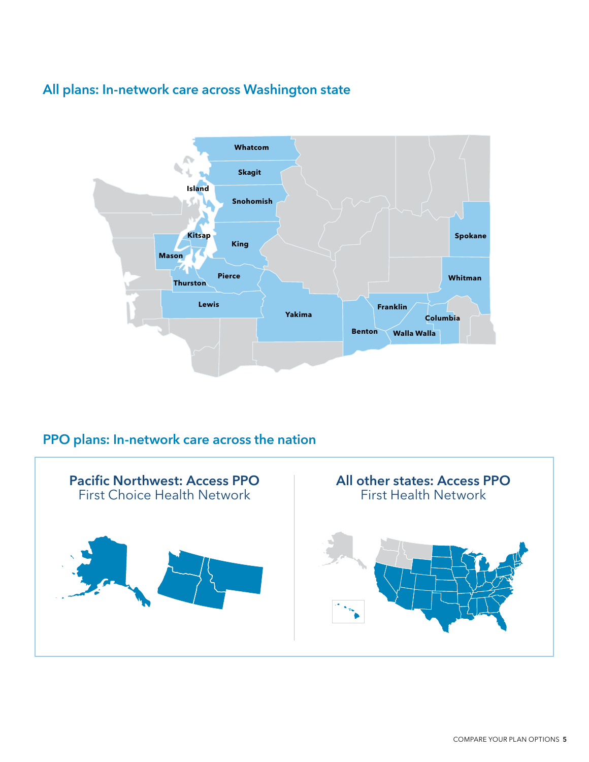## All plans: In-network care across Washington state

Whatcom
Skagit
Island
Snohomish
Kitsap
King
Mason
Pierce
Thurston
Lewis
Yakima
Spokane
Whitman
Franklin
Columbia
Benton
Walla Walla

## PPO plans: In-network care across the nation

**Pacific Northwest: Access PPO**
First Choice Health Network

**All other states: Access PPO**
First Health Network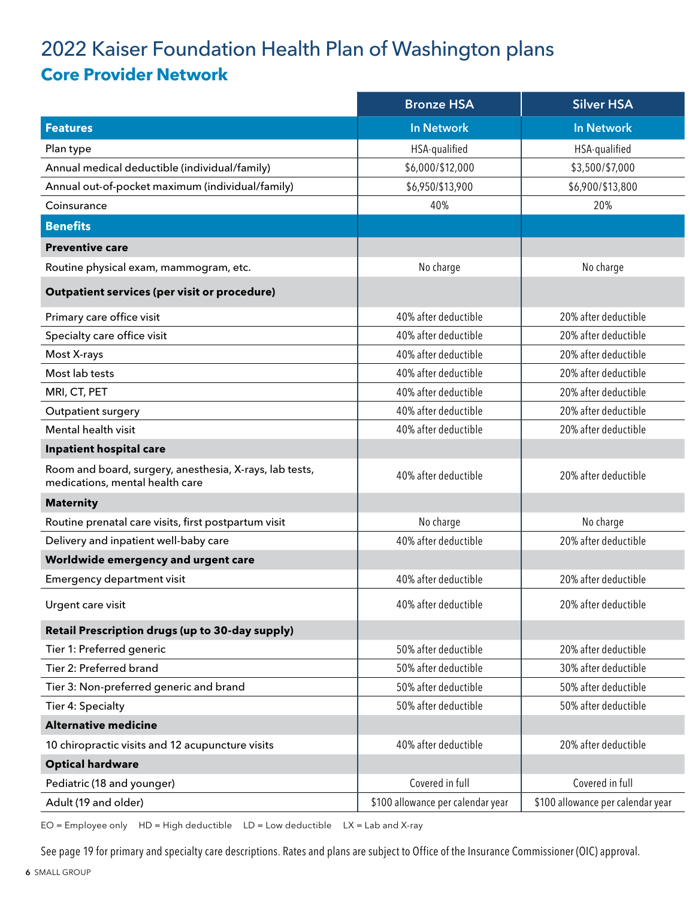# 2022 Kaiser Foundation Health Plan of Washington plans

## Core Provider Network

| | Bronze HSA | Silver HSA |
|---|---|---|
| **Features** | **In Network** | **In Network** |
| Plan type | HSA-qualified | HSA-qualified |
| Annual medical deductible (individual/family) | $6,000/$12,000 | $3,500/$7,000 |
| Annual out-of-pocket maximum (individual/family) | $6,950/$13,900 | $6,900/$13,800 |
| Coinsurance | 40% | 20% |
| **Benefits** | | |
| **Preventive care** | | |
| Routine physical exam, mammogram, etc. | No charge | No charge |
| **Outpatient services (per visit or procedure)** | | |
| Primary care office visit | 40% after deductible | 20% after deductible |
| Specialty care office visit | 40% after deductible | 20% after deductible |
| Most X-rays | 40% after deductible | 20% after deductible |
| Most lab tests | 40% after deductible | 20% after deductible |
| MRI, CT, PET | 40% after deductible | 20% after deductible |
| Outpatient surgery | 40% after deductible | 20% after deductible |
| Mental health visit | 40% after deductible | 20% after deductible |
| **Inpatient hospital care** | | |
| Room and board, surgery, anesthesia, X-rays, lab tests, medications, mental health care | 40% after deductible | 20% after deductible |
| **Maternity** | | |
| Routine prenatal care visits, first postpartum visit | No charge | No charge |
| Delivery and inpatient well-baby care | 40% after deductible | 20% after deductible |
| **Worldwide emergency and urgent care** | | |
| Emergency department visit | 40% after deductible | 20% after deductible |
| Urgent care visit | 40% after deductible | 20% after deductible |
| **Retail Prescription drugs (up to 30-day supply)** | | |
| Tier 1: Preferred generic | 50% after deductible | 20% after deductible |
| Tier 2: Preferred brand | 50% after deductible | 30% after deductible |
| Tier 3: Non-preferred generic and brand | 50% after deductible | 50% after deductible |
| Tier 4: Specialty | 50% after deductible | 50% after deductible |
| **Alternative medicine** | | |
| 10 chiropractic visits and 12 acupuncture visits | 40% after deductible | 20% after deductible |
| **Optical hardware** | | |
| Pediatric (18 and younger) | Covered in full | Covered in full |
| Adult (19 and older) | $100 allowance per calendar year | $100 allowance per calendar year |

EO = Employee only  HD = High deductible  LD = Low deductible  LX = Lab and X-ray

See page 19 for primary and specialty care descriptions. Rates and plans are subject to Office of the Insurance Commissioner (OIC) approval.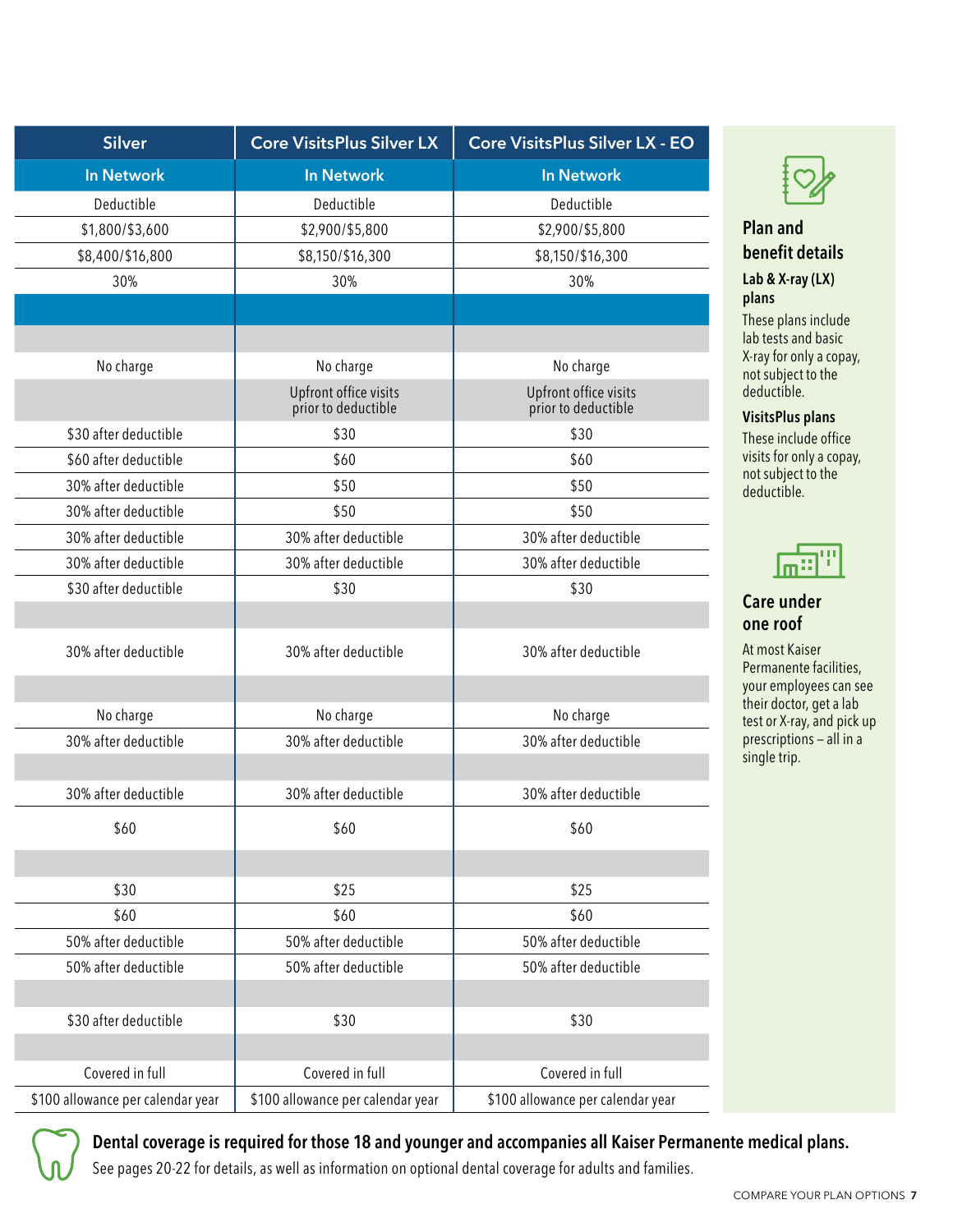| Silver | Core VisitsPlus Silver LX | Core VisitsPlus Silver LX - EO |
|---|---|---|
| In Network | In Network | In Network |
| Deductible | Deductible | Deductible |
| $1,800/$3,600 | $2,900/$5,800 | $2,900/$5,800 |
| $8,400/$16,800 | $8,150/$16,300 | $8,150/$16,300 |
| 30% | 30% | 30% |
| | | |
| | | |
| No charge | No charge | No charge |
| | Upfront office visits prior to deductible | Upfront office visits prior to deductible |
| $30 after deductible | $30 | $30 |
| $60 after deductible | $60 | $60 |
| 30% after deductible | $50 | $50 |
| 30% after deductible | $50 | $50 |
| 30% after deductible | 30% after deductible | 30% after deductible |
| 30% after deductible | 30% after deductible | 30% after deductible |
| $30 after deductible | $30 | $30 |
| | | |
| 30% after deductible | 30% after deductible | 30% after deductible |
| | | |
| No charge | No charge | No charge |
| 30% after deductible | 30% after deductible | 30% after deductible |
| | | |
| 30% after deductible | 30% after deductible | 30% after deductible |
| $60 | $60 | $60 |
| | | |
| $30 | $25 | $25 |
| $60 | $60 | $60 |
| 50% after deductible | 50% after deductible | 50% after deductible |
| 50% after deductible | 50% after deductible | 50% after deductible |
| | | |
| $30 after deductible | $30 | $30 |
| | | |
| Covered in full | Covered in full | Covered in full |
| $100 allowance per calendar year | $100 allowance per calendar year | $100 allowance per calendar year |

## Plan and benefit details

**Lab & X-ray (LX) plans**

These plans include lab tests and basic X-ray for only a copay, not subject to the deductible.

**VisitsPlus plans**

These include office visits for only a copay, not subject to the deductible.

## Care under one roof

At most Kaiser Permanente facilities, your employees can see their doctor, get a lab test or X-ray, and pick up prescriptions – all in a single trip.

**Dental coverage is required for those 18 and younger and accompanies all Kaiser Permanente medical plans.**
See pages 20-22 for details, as well as information on optional dental coverage for adults and families.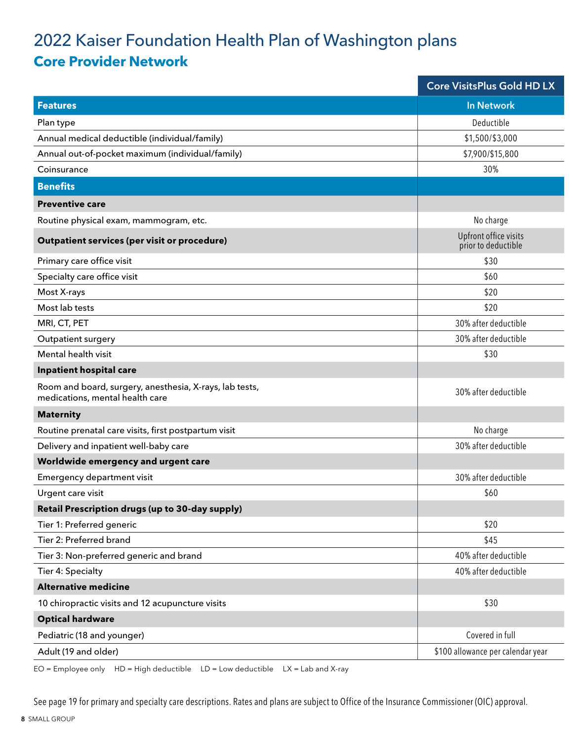# 2022 Kaiser Foundation Health Plan of Washington plans

## Core Provider Network

| | Core VisitsPlus Gold HD LX |
|---|---|
| **Features** | **In Network** |
| Plan type | Deductible |
| Annual medical deductible (individual/family) | $1,500/$3,000 |
| Annual out-of-pocket maximum (individual/family) | $7,900/$15,800 |
| Coinsurance | 30% |
| **Benefits** | |
| **Preventive care** | |
| Routine physical exam, mammogram, etc. | No charge |
| **Outpatient services (per visit or procedure)** | Upfront office visits prior to deductible |
| Primary care office visit | $30 |
| Specialty care office visit | $60 |
| Most X-rays | $20 |
| Most lab tests | $20 |
| MRI, CT, PET | 30% after deductible |
| Outpatient surgery | 30% after deductible |
| Mental health visit | $30 |
| **Inpatient hospital care** | |
| Room and board, surgery, anesthesia, X-rays, lab tests, medications, mental health care | 30% after deductible |
| **Maternity** | |
| Routine prenatal care visits, first postpartum visit | No charge |
| Delivery and inpatient well-baby care | 30% after deductible |
| **Worldwide emergency and urgent care** | |
| Emergency department visit | 30% after deductible |
| Urgent care visit | $60 |
| **Retail Prescription drugs (up to 30-day supply)** | |
| Tier 1: Preferred generic | $20 |
| Tier 2: Preferred brand | $45 |
| Tier 3: Non-preferred generic and brand | 40% after deductible |
| Tier 4: Specialty | 40% after deductible |
| **Alternative medicine** | |
| 10 chiropractic visits and 12 acupuncture visits | $30 |
| **Optical hardware** | |
| Pediatric (18 and younger) | Covered in full |
| Adult (19 and older) | $100 allowance per calendar year |

EO = Employee only HD = High deductible LD = Low deductible LX = Lab and X-ray

See page 19 for primary and specialty care descriptions. Rates and plans are subject to Office of the Insurance Commissioner (OIC) approval.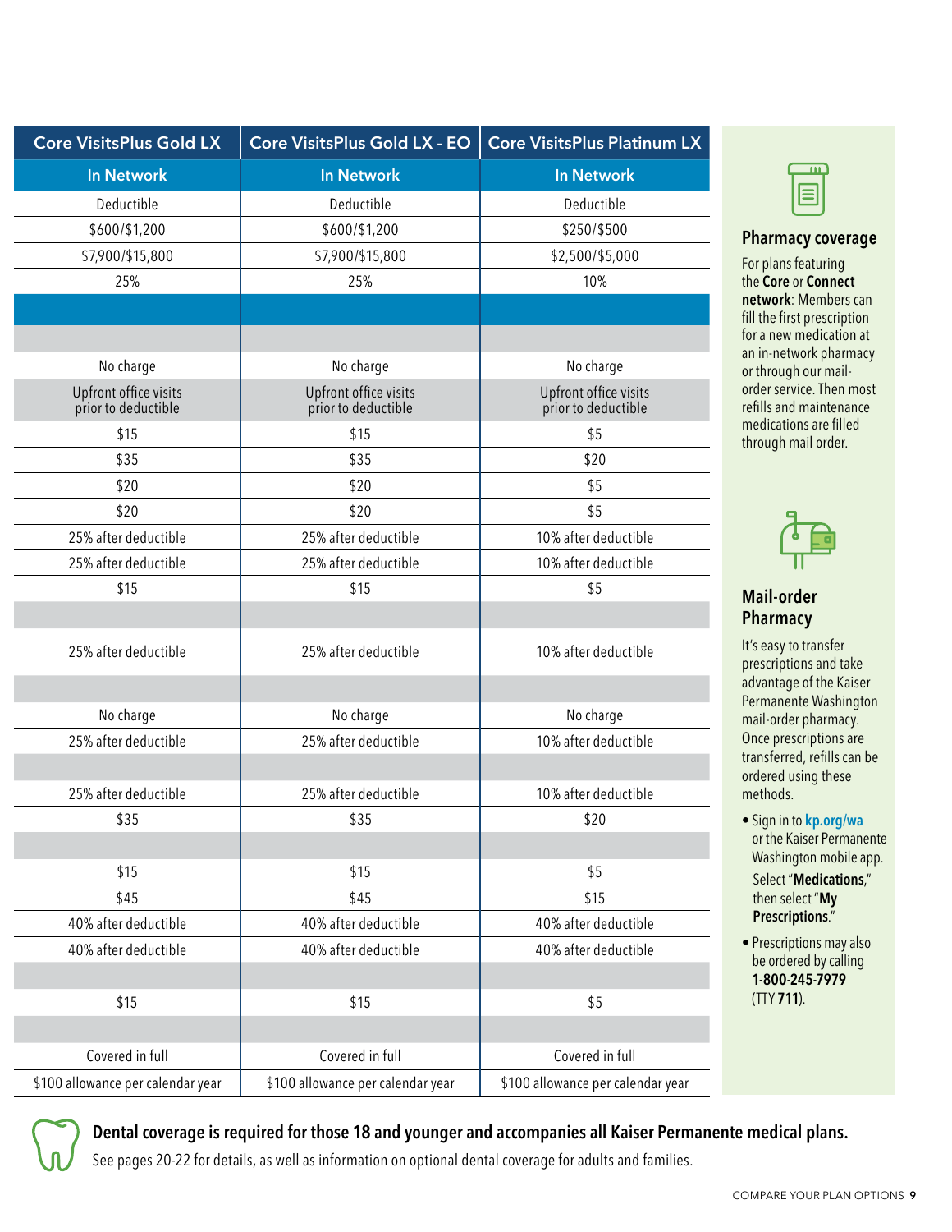| Core VisitsPlus Gold LX | Core VisitsPlus Gold LX - EO | Core VisitsPlus Platinum LX |
|---|---|---|
| In Network | In Network | In Network |
| Deductible | Deductible | Deductible |
| $600/$1,200 | $600/$1,200 | $250/$500 |
| $7,900/$15,800 | $7,900/$15,800 | $2,500/$5,000 |
| 25% | 25% | 10% |
| | | |
| | | |
| No charge | No charge | No charge |
| Upfront office visits prior to deductible | Upfront office visits prior to deductible | Upfront office visits prior to deductible |
| $15 | $15 | $5 |
| $35 | $35 | $20 |
| $20 | $20 | $5 |
| $20 | $20 | $5 |
| 25% after deductible | 25% after deductible | 10% after deductible |
| 25% after deductible | 25% after deductible | 10% after deductible |
| $15 | $15 | $5 |
| | | |
| 25% after deductible | 25% after deductible | 10% after deductible |
| | | |
| No charge | No charge | No charge |
| 25% after deductible | 25% after deductible | 10% after deductible |
| | | |
| 25% after deductible | 25% after deductible | 10% after deductible |
| $35 | $35 | $20 |
| | | |
| $15 | $15 | $5 |
| $45 | $45 | $15 |
| 40% after deductible | 40% after deductible | 40% after deductible |
| 40% after deductible | 40% after deductible | 40% after deductible |
| | | |
| $15 | $15 | $5 |
| | | |
| Covered in full | Covered in full | Covered in full |
| $100 allowance per calendar year | $100 allowance per calendar year | $100 allowance per calendar year |

### Pharmacy coverage

For plans featuring the **Core** or **Connect network**: Members can fill the first prescription for a new medication at an in-network pharmacy or through our mail-order service. Then most refills and maintenance medications are filled through mail order.

### Mail-order Pharmacy

It's easy to transfer prescriptions and take advantage of the Kaiser Permanente Washington mail-order pharmacy. Once prescriptions are transferred, refills can be ordered using these methods.

- Sign in to **kp.org/wa** or the Kaiser Permanente Washington mobile app. Select "**Medications**," then select "**My Prescriptions**."
- Prescriptions may also be ordered by calling **1-800-245-7979** (TTY **711**).

**Dental coverage is required for those 18 and younger and accompanies all Kaiser Permanente medical plans.**

See pages 20-22 for details, as well as information on optional dental coverage for adults and families.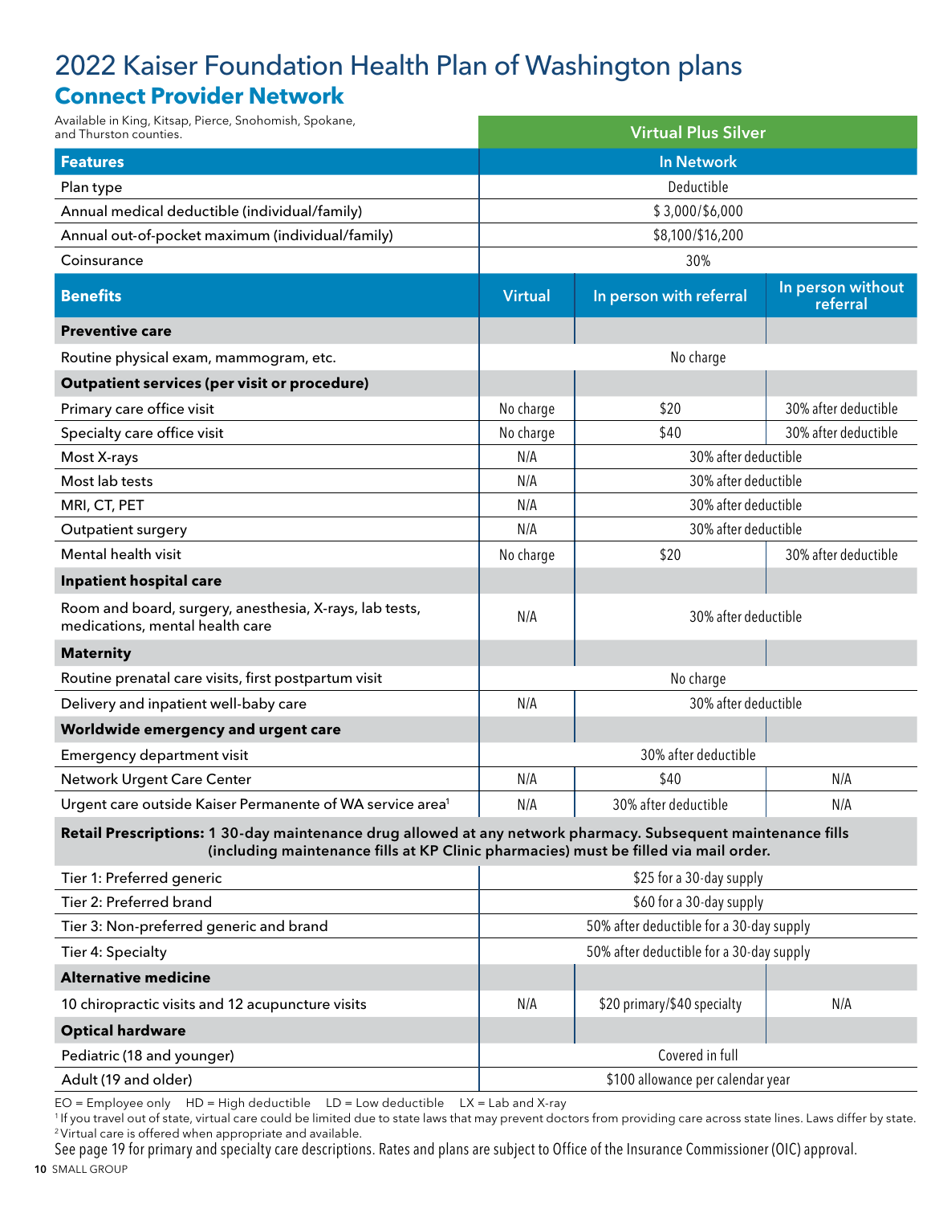# 2022 Kaiser Foundation Health Plan of Washington plans

## Connect Provider Network

Available in King, Kitsap, Pierce, Snohomish, Spokane, and Thurston counties.

| | Virtual Plus Silver | | |
|---|---|---|---|
| **Features** | **In Network** | | |
| Plan type | Deductible | | |
| Annual medical deductible (individual/family) | $ 3,000/$6,000 | | |
| Annual out-of-pocket maximum (individual/family) | $8,100/$16,200 | | |
| Coinsurance | 30% | | |
| **Benefits** | **Virtual** | **In person with referral** | **In person without referral** |
| **Preventive care** | | | |
| Routine physical exam, mammogram, etc. | No charge | | |
| **Outpatient services (per visit or procedure)** | | | |
| Primary care office visit | No charge | $20 | 30% after deductible |
| Specialty care office visit | No charge | $40 | 30% after deductible |
| Most X-rays | N/A | 30% after deductible | |
| Most lab tests | N/A | 30% after deductible | |
| MRI, CT, PET | N/A | 30% after deductible | |
| Outpatient surgery | N/A | 30% after deductible | |
| Mental health visit | No charge | $20 | 30% after deductible |
| **Inpatient hospital care** | | | |
| Room and board, surgery, anesthesia, X-rays, lab tests, medications, mental health care | N/A | 30% after deductible | |
| **Maternity** | | | |
| Routine prenatal care visits, first postpartum visit | No charge | | |
| Delivery and inpatient well-baby care | N/A | 30% after deductible | |
| **Worldwide emergency and urgent care** | | | |
| Emergency department visit | 30% after deductible | | |
| Network Urgent Care Center | N/A | $40 | N/A |
| Urgent care outside Kaiser Permanente of WA service area[1] | N/A | 30% after deductible | N/A |
| **Retail Prescriptions:** 1 30-day maintenance drug allowed at any network pharmacy. Subsequent maintenance fills (including maintenance fills at KP Clinic pharmacies) must be filled via mail order. | | | |
| Tier 1: Preferred generic | $25 for a 30-day supply | | |
| Tier 2: Preferred brand | $60 for a 30-day supply | | |
| Tier 3: Non-preferred generic and brand | 50% after deductible for a 30-day supply | | |
| Tier 4: Specialty | 50% after deductible for a 30-day supply | | |
| **Alternative medicine** | | | |
| 10 chiropractic visits and 12 acupuncture visits | N/A | $20 primary/$40 specialty | N/A |
| **Optical hardware** | | | |
| Pediatric (18 and younger) | Covered in full | | |
| Adult (19 and older) | $100 allowance per calendar year | | |

EO = Employee only HD = High deductible LD = Low deductible LX = Lab and X-ray

[1] If you travel out of state, virtual care could be limited due to state laws that may prevent doctors from providing care across state lines. Laws differ by state.

[2] Virtual care is offered when appropriate and available.

See page 19 for primary and specialty care descriptions. Rates and plans are subject to Office of the Insurance Commissioner (OIC) approval.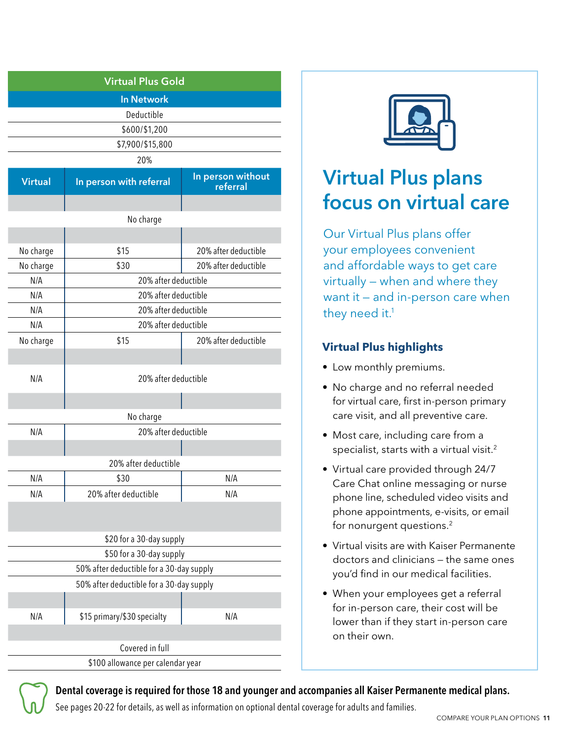| Virtual Plus Gold | | |
|---|---|---|
| **In Network** | | |
| Deductible | | |
| $600/$1,200 | | |
| $7,900/$15,800 | | |
| 20% | | |
| **Virtual** | **In person with referral** | **In person without referral** |
| | | |
| No charge | | |
| | | |
| No charge | $15 | 20% after deductible |
| No charge | $30 | 20% after deductible |
| N/A | 20% after deductible | |
| N/A | 20% after deductible | |
| N/A | 20% after deductible | |
| N/A | 20% after deductible | |
| No charge | $15 | 20% after deductible |
| | | |
| N/A | 20% after deductible | |
| | | |
| No charge | | |
| N/A | 20% after deductible | |
| | | |
| 20% after deductible | | |
| N/A | $30 | N/A |
| N/A | 20% after deductible | N/A |
| | | |
| $20 for a 30-day supply | | |
| $50 for a 30-day supply | | |
| 50% after deductible for a 30-day supply | | |
| 50% after deductible for a 30-day supply | | |
| | | |
| N/A | $15 primary/$30 specialty | N/A |
| | | |
| Covered in full | | |
| $100 allowance per calendar year | | |

# Virtual Plus plans focus on virtual care

Our Virtual Plus plans offer your employees convenient and affordable ways to get care virtually – when and where they want it – and in-person care when they need it.[1]

### Virtual Plus highlights

- Low monthly premiums.
- No charge and no referral needed for virtual care, first in-person primary care visit, and all preventive care.
- Most care, including care from a specialist, starts with a virtual visit.[2]
- Virtual care provided through 24/7 Care Chat online messaging or nurse phone line, scheduled video visits and phone appointments, e-visits, or email for nonurgent questions.[2]
- Virtual visits are with Kaiser Permanente doctors and clinicians – the same ones you'd find in our medical facilities.
- When your employees get a referral for in-person care, their cost will be lower than if they start in-person care on their own.

**Dental coverage is required for those 18 and younger and accompanies all Kaiser Permanente medical plans.**

See pages 20-22 for details, as well as information on optional dental coverage for adults and families.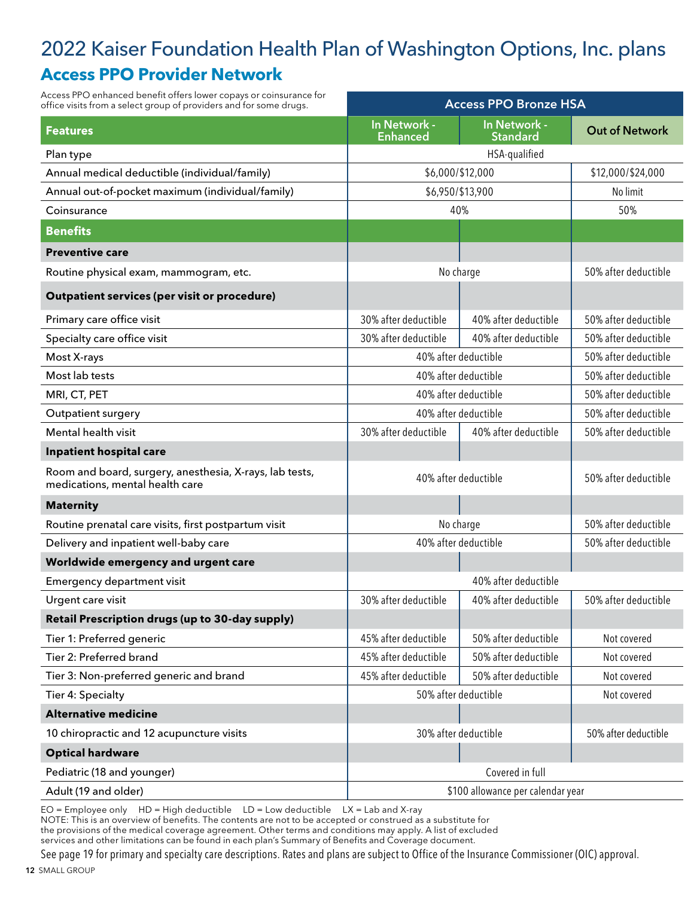# 2022 Kaiser Foundation Health Plan of Washington Options, Inc. plans

## Access PPO Provider Network

Access PPO enhanced benefit offers lower copays or coinsurance for office visits from a select group of providers and for some drugs.

| | Access PPO Bronze HSA | | |
|---|---|---|---|
| **Features** | **In Network - Enhanced** | **In Network - Standard** | **Out of Network** |
| Plan type | HSA-qualified | | |
| Annual medical deductible (individual/family) | $6,000/$12,000 | | $12,000/$24,000 |
| Annual out-of-pocket maximum (individual/family) | $6,950/$13,900 | | No limit |
| Coinsurance | 40% | | 50% |
| **Benefits** | | | |
| **Preventive care** | | | |
| Routine physical exam, mammogram, etc. | No charge | | 50% after deductible |
| **Outpatient services (per visit or procedure)** | | | |
| Primary care office visit | 30% after deductible | 40% after deductible | 50% after deductible |
| Specialty care office visit | 30% after deductible | 40% after deductible | 50% after deductible |
| Most X-rays | 40% after deductible | | 50% after deductible |
| Most lab tests | 40% after deductible | | 50% after deductible |
| MRI, CT, PET | 40% after deductible | | 50% after deductible |
| Outpatient surgery | 40% after deductible | | 50% after deductible |
| Mental health visit | 30% after deductible | 40% after deductible | 50% after deductible |
| **Inpatient hospital care** | | | |
| Room and board, surgery, anesthesia, X-rays, lab tests, medications, mental health care | 40% after deductible | | 50% after deductible |
| **Maternity** | | | |
| Routine prenatal care visits, first postpartum visit | No charge | | 50% after deductible |
| Delivery and inpatient well-baby care | 40% after deductible | | 50% after deductible |
| **Worldwide emergency and urgent care** | | | |
| Emergency department visit | 40% after deductible | | |
| Urgent care visit | 30% after deductible | 40% after deductible | 50% after deductible |
| **Retail Prescription drugs (up to 30-day supply)** | | | |
| Tier 1: Preferred generic | 45% after deductible | 50% after deductible | Not covered |
| Tier 2: Preferred brand | 45% after deductible | 50% after deductible | Not covered |
| Tier 3: Non-preferred generic and brand | 45% after deductible | 50% after deductible | Not covered |
| Tier 4: Specialty | 50% after deductible | | Not covered |
| **Alternative medicine** | | | |
| 10 chiropractic and 12 acupuncture visits | 30% after deductible | | 50% after deductible |
| **Optical hardware** | | | |
| Pediatric (18 and younger) | Covered in full | | |
| Adult (19 and older) | $100 allowance per calendar year | | |

EO = Employee only  HD = High deductible  LD = Low deductible  LX = Lab and X-ray

NOTE: This is an overview of benefits. The contents are not to be accepted or construed as a substitute for the provisions of the medical coverage agreement. Other terms and conditions may apply. A list of excluded services and other limitations can be found in each plan's Summary of Benefits and Coverage document.

See page 19 for primary and specialty care descriptions. Rates and plans are subject to Office of the Insurance Commissioner (OIC) approval.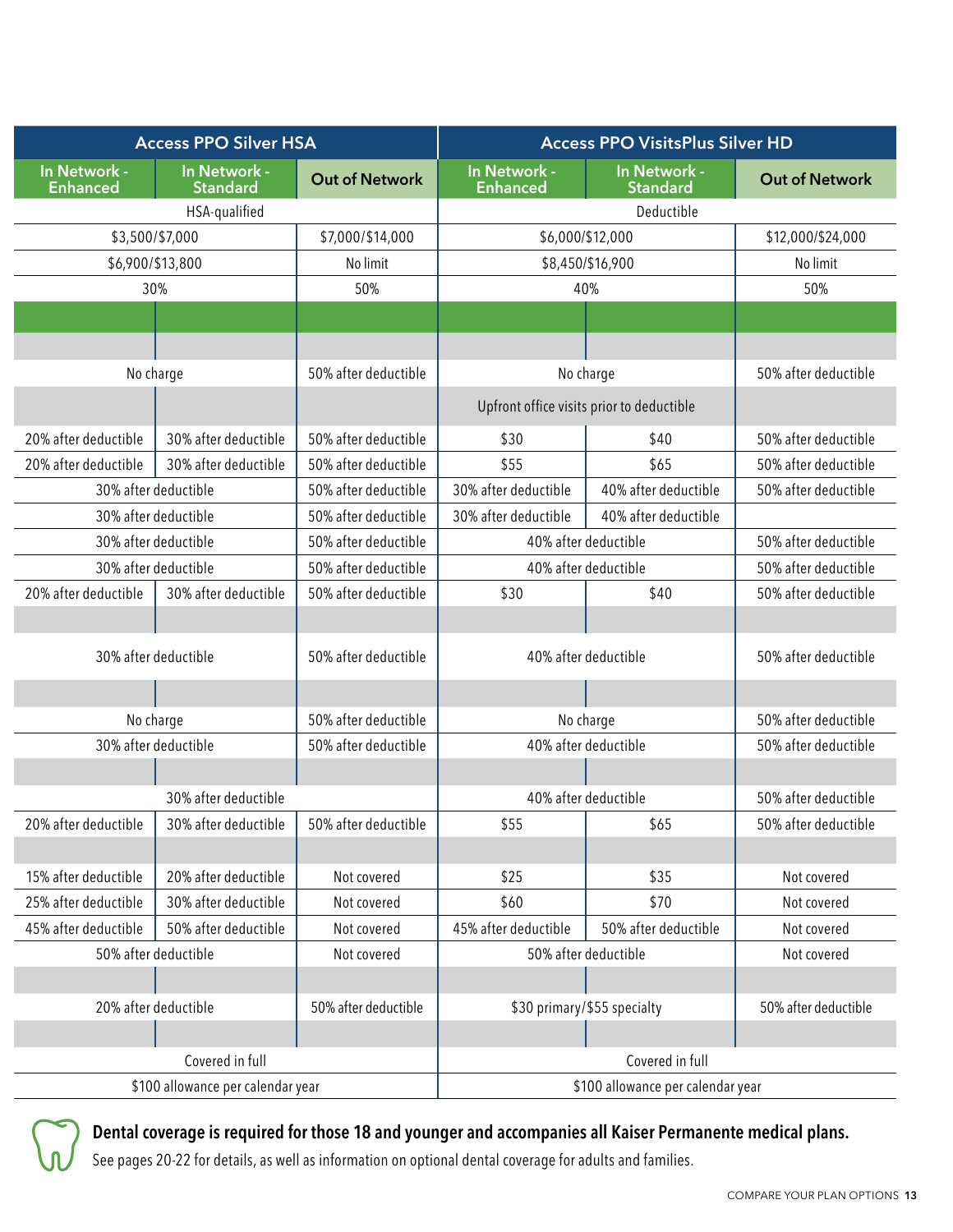| Access PPO Silver HSA | | | Access PPO VisitsPlus Silver HD | | |
|---|---|---|---|---|---|
| In Network - Enhanced | In Network - Standard | Out of Network | In Network - Enhanced | In Network - Standard | Out of Network |
| HSA-qualified | | | Deductible | | |
| $3,500/$7,000 | | $7,000/$14,000 | $6,000/$12,000 | | $12,000/$24,000 |
| $6,900/$13,800 | | No limit | $8,450/$16,900 | | No limit |
| 30% | | 50% | 40% | | 50% |
| | | | | | |
| | | | | | |
| No charge | | 50% after deductible | No charge | | 50% after deductible |
| | | | Upfront office visits prior to deductible | | |
| 20% after deductible | 30% after deductible | 50% after deductible | $30 | $40 | 50% after deductible |
| 20% after deductible | 30% after deductible | 50% after deductible | $55 | $65 | 50% after deductible |
| 30% after deductible | | 50% after deductible | 30% after deductible | 40% after deductible | 50% after deductible |
| 30% after deductible | | 50% after deductible | 30% after deductible | 40% after deductible | |
| 30% after deductible | | 50% after deductible | 40% after deductible | | 50% after deductible |
| 30% after deductible | | 50% after deductible | 40% after deductible | | 50% after deductible |
| 20% after deductible | 30% after deductible | 50% after deductible | $30 | $40 | 50% after deductible |
| | | | | | |
| 30% after deductible | | 50% after deductible | 40% after deductible | | 50% after deductible |
| | | | | | |
| No charge | | 50% after deductible | No charge | | 50% after deductible |
| 30% after deductible | | 50% after deductible | 40% after deductible | | 50% after deductible |
| | | | | | |
| 30% after deductible | | | 40% after deductible | | 50% after deductible |
| 20% after deductible | 30% after deductible | 50% after deductible | $55 | $65 | 50% after deductible |
| | | | | | |
| 15% after deductible | 20% after deductible | Not covered | $25 | $35 | Not covered |
| 25% after deductible | 30% after deductible | Not covered | $60 | $70 | Not covered |
| 45% after deductible | 50% after deductible | Not covered | 45% after deductible | 50% after deductible | Not covered |
| 50% after deductible | | Not covered | 50% after deductible | | Not covered |
| | | | | | |
| 20% after deductible | | 50% after deductible | $30 primary/$55 specialty | | 50% after deductible |
| | | | | | |
| Covered in full | | | Covered in full | | |
| $100 allowance per calendar year | | | $100 allowance per calendar year | | |

**Dental coverage is required for those 18 and younger and accompanies all Kaiser Permanente medical plans.**

See pages 20-22 for details, as well as information on optional dental coverage for adults and families.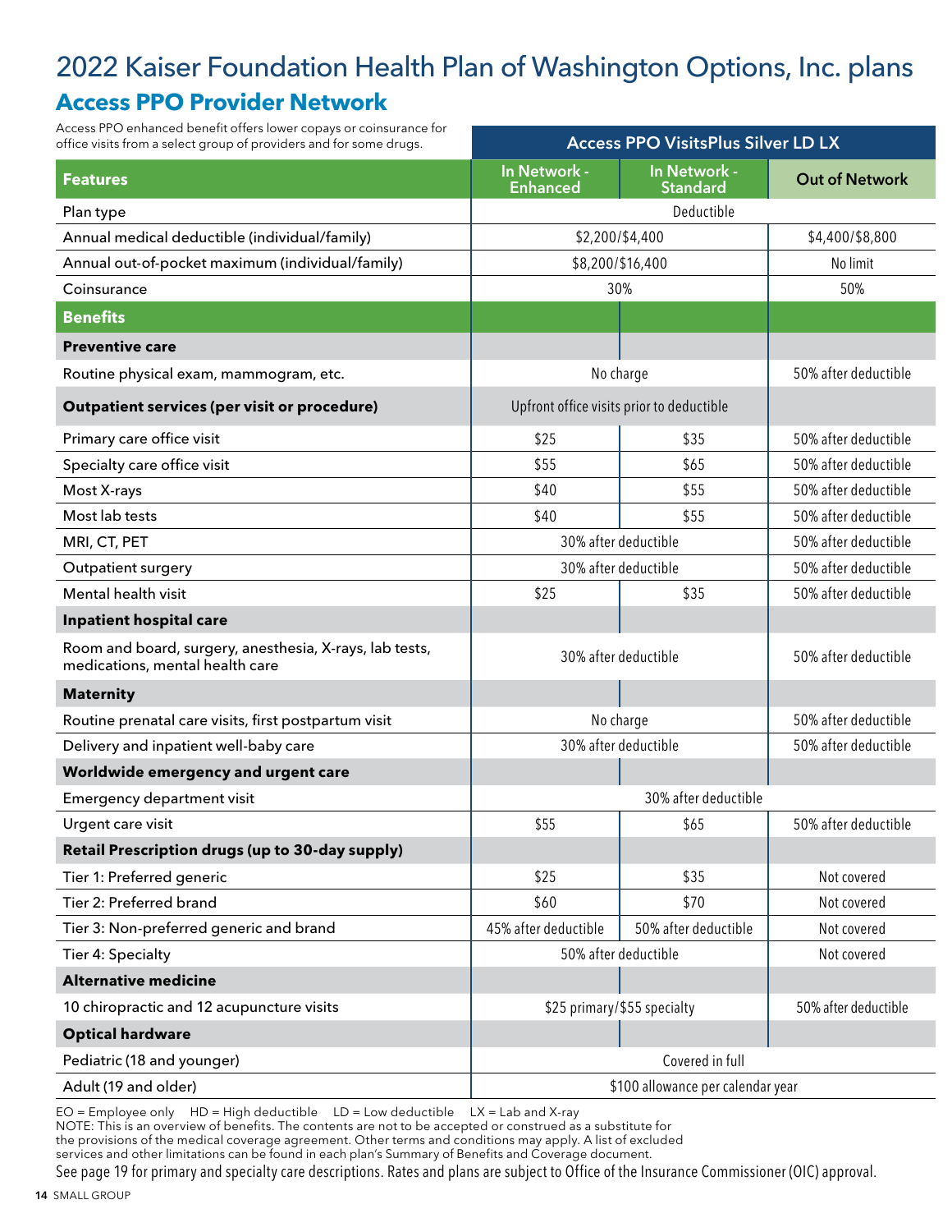# 2022 Kaiser Foundation Health Plan of Washington Options, Inc. plans

## Access PPO Provider Network

Access PPO enhanced benefit offers lower copays or coinsurance for office visits from a select group of providers and for some drugs.

| Features | Access PPO VisitsPlus Silver LD LX | | |
|---|---|---|---|
| | In Network - Enhanced | In Network - Standard | Out of Network |
| Plan type | Deductible | | |
| Annual medical deductible (individual/family) | $2,200/$4,400 | | $4,400/$8,800 |
| Annual out-of-pocket maximum (individual/family) | $8,200/$16,400 | | No limit |
| Coinsurance | 30% | | 50% |
| **Benefits** | | | |
| **Preventive care** | | | |
| Routine physical exam, mammogram, etc. | No charge | | 50% after deductible |
| **Outpatient services (per visit or procedure)** | Upfront office visits prior to deductible | | |
| Primary care office visit | $25 | $35 | 50% after deductible |
| Specialty care office visit | $55 | $65 | 50% after deductible |
| Most X-rays | $40 | $55 | 50% after deductible |
| Most lab tests | $40 | $55 | 50% after deductible |
| MRI, CT, PET | 30% after deductible | | 50% after deductible |
| Outpatient surgery | 30% after deductible | | 50% after deductible |
| Mental health visit | $25 | $35 | 50% after deductible |
| **Inpatient hospital care** | | | |
| Room and board, surgery, anesthesia, X-rays, lab tests, medications, mental health care | 30% after deductible | | 50% after deductible |
| **Maternity** | | | |
| Routine prenatal care visits, first postpartum visit | No charge | | 50% after deductible |
| Delivery and inpatient well-baby care | 30% after deductible | | 50% after deductible |
| **Worldwide emergency and urgent care** | | | |
| Emergency department visit | 30% after deductible | | |
| Urgent care visit | $55 | $65 | 50% after deductible |
| **Retail Prescription drugs (up to 30-day supply)** | | | |
| Tier 1: Preferred generic | $25 | $35 | Not covered |
| Tier 2: Preferred brand | $60 | $70 | Not covered |
| Tier 3: Non-preferred generic and brand | 45% after deductible | 50% after deductible | Not covered |
| Tier 4: Specialty | 50% after deductible | | Not covered |
| **Alternative medicine** | | | |
| 10 chiropractic and 12 acupuncture visits | $25 primary/$55 specialty | | 50% after deductible |
| **Optical hardware** | | | |
| Pediatric (18 and younger) | Covered in full | | |
| Adult (19 and older) | $100 allowance per calendar year | | |

EO = Employee only HD = High deductible LD = Low deductible LX = Lab and X-ray

NOTE: This is an overview of benefits. The contents are not to be accepted or construed as a substitute for the provisions of the medical coverage agreement. Other terms and conditions may apply. A list of excluded services and other limitations can be found in each plan's Summary of Benefits and Coverage document.

See page 19 for primary and specialty care descriptions. Rates and plans are subject to Office of the Insurance Commissioner (OIC) approval.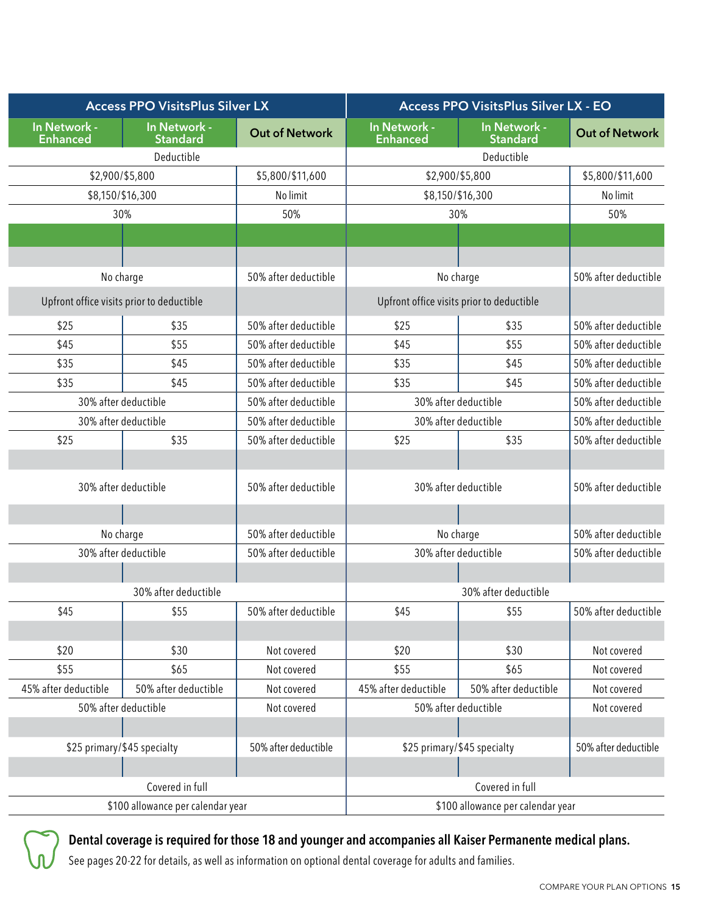| Access PPO VisitsPlus Silver LX | | | Access PPO VisitsPlus Silver LX - EO | | |
|---|---|---|---|---|---|
| In Network - Enhanced | In Network - Standard | Out of Network | In Network - Enhanced | In Network - Standard | Out of Network |
| Deductible | | | Deductible | | |
| $2,900/$5,800 | | $5,800/$11,600 | $2,900/$5,800 | | $5,800/$11,600 |
| $8,150/$16,300 | | No limit | $8,150/$16,300 | | No limit |
| 30% | | 50% | 30% | | 50% |
| | | | | | |
| | | | | | |
| No charge | | 50% after deductible | No charge | | 50% after deductible |
| Upfront office visits prior to deductible | | | Upfront office visits prior to deductible | | |
| $25 | $35 | 50% after deductible | $25 | $35 | 50% after deductible |
| $45 | $55 | 50% after deductible | $45 | $55 | 50% after deductible |
| $35 | $45 | 50% after deductible | $35 | $45 | 50% after deductible |
| $35 | $45 | 50% after deductible | $35 | $45 | 50% after deductible |
| 30% after deductible | | 50% after deductible | 30% after deductible | | 50% after deductible |
| 30% after deductible | | 50% after deductible | 30% after deductible | | 50% after deductible |
| $25 | $35 | 50% after deductible | $25 | $35 | 50% after deductible |
| | | | | | |
| 30% after deductible | | 50% after deductible | 30% after deductible | | 50% after deductible |
| | | | | | |
| No charge | | 50% after deductible | No charge | | 50% after deductible |
| 30% after deductible | | 50% after deductible | 30% after deductible | | 50% after deductible |
| | | | | | |
| 30% after deductible | | | 30% after deductible | | |
| $45 | $55 | 50% after deductible | $45 | $55 | 50% after deductible |
| | | | | | |
| $20 | $30 | Not covered | $20 | $30 | Not covered |
| $55 | $65 | Not covered | $55 | $65 | Not covered |
| 45% after deductible | 50% after deductible | Not covered | 45% after deductible | 50% after deductible | Not covered |
| 50% after deductible | | Not covered | 50% after deductible | | Not covered |
| | | | | | |
| $25 primary/$45 specialty | | 50% after deductible | $25 primary/$45 specialty | | 50% after deductible |
| | | | | | |
| Covered in full | | | Covered in full | | |
| $100 allowance per calendar year | | | $100 allowance per calendar year | | |

**Dental coverage is required for those 18 and younger and accompanies all Kaiser Permanente medical plans.**

See pages 20-22 for details, as well as information on optional dental coverage for adults and families.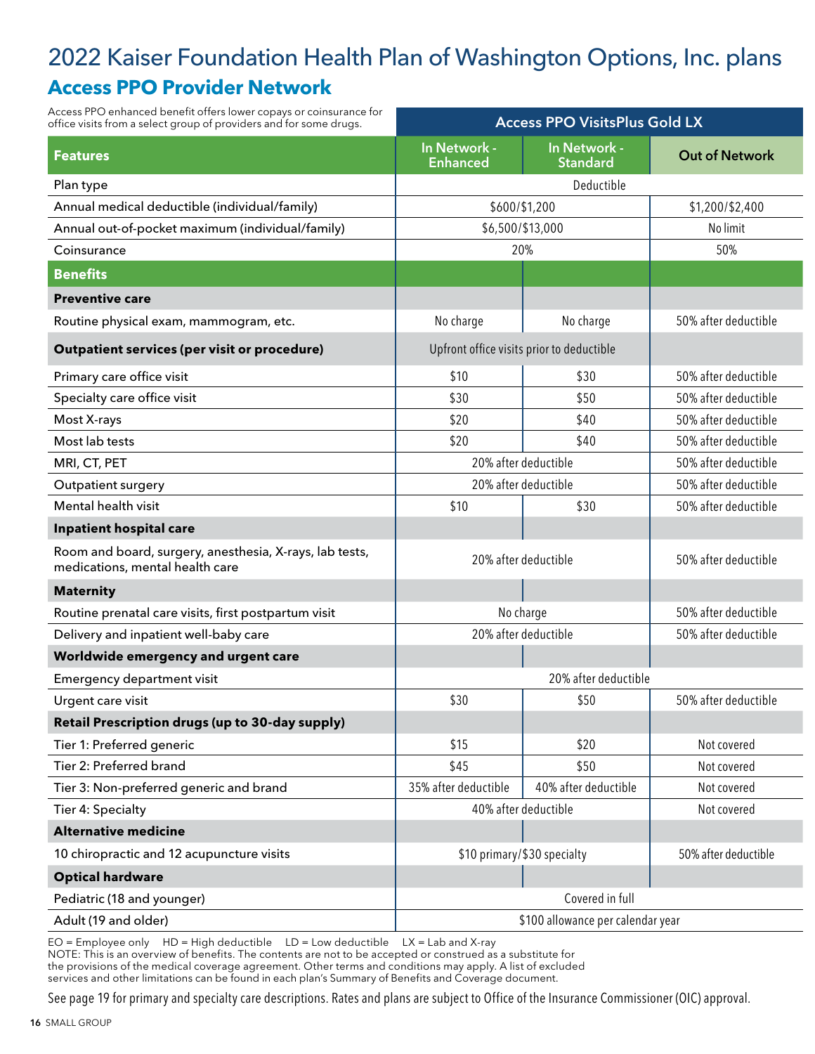# 2022 Kaiser Foundation Health Plan of Washington Options, Inc. plans

## Access PPO Provider Network

Access PPO enhanced benefit offers lower copays or coinsurance for office visits from a select group of providers and for some drugs.

| Features | Access PPO VisitsPlus Gold LX | | |
|---|---|---|---|
| | In Network - Enhanced | In Network - Standard | Out of Network |
| Plan type | Deductible | | |
| Annual medical deductible (individual/family) | $600/$1,200 | | $1,200/$2,400 |
| Annual out-of-pocket maximum (individual/family) | $6,500/$13,000 | | No limit |
| Coinsurance | 20% | | 50% |
| **Benefits** | | | |
| **Preventive care** | | | |
| Routine physical exam, mammogram, etc. | No charge | No charge | 50% after deductible |
| **Outpatient services (per visit or procedure)** | Upfront office visits prior to deductible | | |
| Primary care office visit | $10 | $30 | 50% after deductible |
| Specialty care office visit | $30 | $50 | 50% after deductible |
| Most X-rays | $20 | $40 | 50% after deductible |
| Most lab tests | $20 | $40 | 50% after deductible |
| MRI, CT, PET | 20% after deductible | | 50% after deductible |
| Outpatient surgery | 20% after deductible | | 50% after deductible |
| Mental health visit | $10 | $30 | 50% after deductible |
| **Inpatient hospital care** | | | |
| Room and board, surgery, anesthesia, X-rays, lab tests, medications, mental health care | 20% after deductible | | 50% after deductible |
| **Maternity** | | | |
| Routine prenatal care visits, first postpartum visit | No charge | | 50% after deductible |
| Delivery and inpatient well-baby care | 20% after deductible | | 50% after deductible |
| **Worldwide emergency and urgent care** | | | |
| Emergency department visit | 20% after deductible | | |
| Urgent care visit | $30 | $50 | 50% after deductible |
| **Retail Prescription drugs (up to 30-day supply)** | | | |
| Tier 1: Preferred generic | $15 | $20 | Not covered |
| Tier 2: Preferred brand | $45 | $50 | Not covered |
| Tier 3: Non-preferred generic and brand | 35% after deductible | 40% after deductible | Not covered |
| Tier 4: Specialty | 40% after deductible | | Not covered |
| **Alternative medicine** | | | |
| 10 chiropractic and 12 acupuncture visits | $10 primary/$30 specialty | | 50% after deductible |
| **Optical hardware** | | | |
| Pediatric (18 and younger) | Covered in full | | |
| Adult (19 and older) | $100 allowance per calendar year | | |

EO = Employee only HD = High deductible LD = Low deductible LX = Lab and X-ray

NOTE: This is an overview of benefits. The contents are not to be accepted or construed as a substitute for the provisions of the medical coverage agreement. Other terms and conditions may apply. A list of excluded services and other limitations can be found in each plan's Summary of Benefits and Coverage document.

See page 19 for primary and specialty care descriptions. Rates and plans are subject to Office of the Insurance Commissioner (OIC) approval.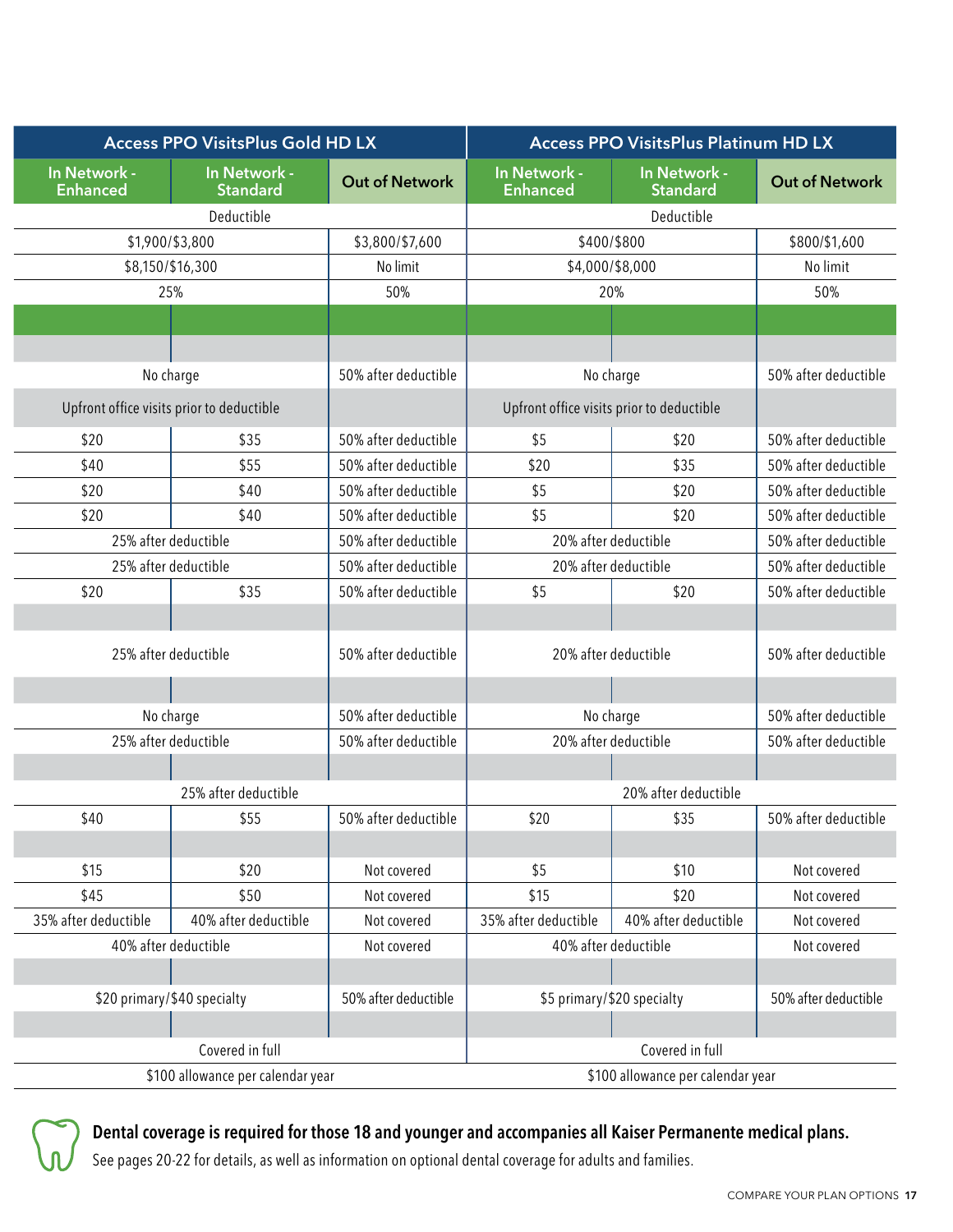| Access PPO VisitsPlus Gold HD LX | | | Access PPO VisitsPlus Platinum HD LX | | |
|---|---|---|---|---|---|
| In Network - Enhanced | In Network - Standard | Out of Network | In Network - Enhanced | In Network - Standard | Out of Network |
| Deductible | | | Deductible | | |
| $1,900/$3,800 | | $3,800/$7,600 | $400/$800 | | $800/$1,600 |
| $8,150/$16,300 | | No limit | $4,000/$8,000 | | No limit |
| 25% | | 50% | 20% | | 50% |
| | | | | | |
| | | | | | |
| No charge | | 50% after deductible | No charge | | 50% after deductible |
| Upfront office visits prior to deductible | | | Upfront office visits prior to deductible | | |
| $20 | $35 | 50% after deductible | $5 | $20 | 50% after deductible |
| $40 | $55 | 50% after deductible | $20 | $35 | 50% after deductible |
| $20 | $40 | 50% after deductible | $5 | $20 | 50% after deductible |
| $20 | $40 | 50% after deductible | $5 | $20 | 50% after deductible |
| 25% after deductible | | 50% after deductible | 20% after deductible | | 50% after deductible |
| 25% after deductible | | 50% after deductible | 20% after deductible | | 50% after deductible |
| $20 | $35 | 50% after deductible | $5 | $20 | 50% after deductible |
| | | | | | |
| 25% after deductible | | 50% after deductible | 20% after deductible | | 50% after deductible |
| | | | | | |
| No charge | | 50% after deductible | No charge | | 50% after deductible |
| 25% after deductible | | 50% after deductible | 20% after deductible | | 50% after deductible |
| | | | | | |
| 25% after deductible | | | 20% after deductible | | |
| $40 | $55 | 50% after deductible | $20 | $35 | 50% after deductible |
| | | | | | |
| $15 | $20 | Not covered | $5 | $10 | Not covered |
| $45 | $50 | Not covered | $15 | $20 | Not covered |
| 35% after deductible | 40% after deductible | Not covered | 35% after deductible | 40% after deductible | Not covered |
| 40% after deductible | | Not covered | 40% after deductible | | Not covered |
| | | | | | |
| $20 primary/$40 specialty | | 50% after deductible | $5 primary/$20 specialty | | 50% after deductible |
| | | | | | |
| Covered in full | | | Covered in full | | |
| $100 allowance per calendar year | | | $100 allowance per calendar year | | |

**Dental coverage is required for those 18 and younger and accompanies all Kaiser Permanente medical plans.**

See pages 20-22 for details, as well as information on optional dental coverage for adults and families.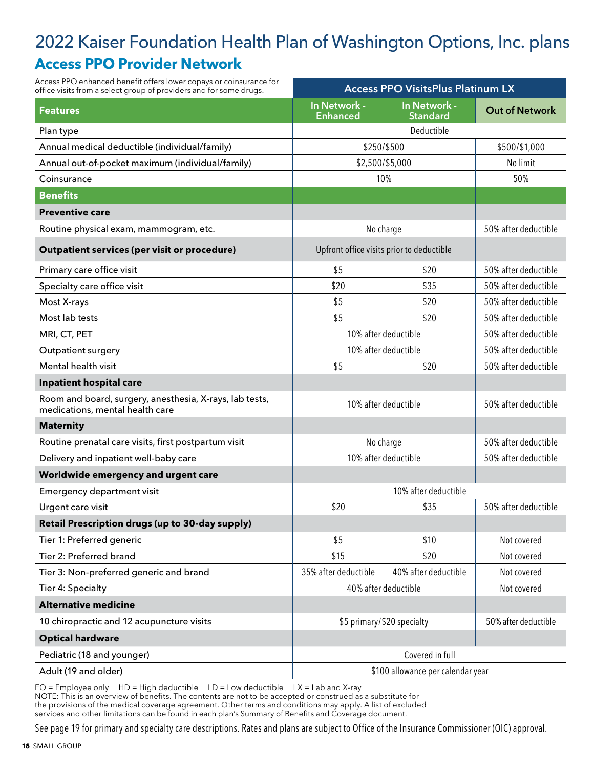# 2022 Kaiser Foundation Health Plan of Washington Options, Inc. plans

## Access PPO Provider Network

| Access PPO enhanced benefit offers lower copays or coinsurance for office visits from a select group of providers and for some drugs. | Access PPO VisitsPlus Platinum LX | | |
|---|---|---|---|
| **Features** | **In Network - Enhanced** | **In Network - Standard** | **Out of Network** |
| Plan type | Deductible | | |
| Annual medical deductible (individual/family) | $250/$500 | | $500/$1,000 |
| Annual out-of-pocket maximum (individual/family) | $2,500/$5,000 | | No limit |
| Coinsurance | 10% | | 50% |
| **Benefits** | | | |
| **Preventive care** | | | |
| Routine physical exam, mammogram, etc. | No charge | | 50% after deductible |
| **Outpatient services (per visit or procedure)** | Upfront office visits prior to deductible | | |
| Primary care office visit | $5 | $20 | 50% after deductible |
| Specialty care office visit | $20 | $35 | 50% after deductible |
| Most X-rays | $5 | $20 | 50% after deductible |
| Most lab tests | $5 | $20 | 50% after deductible |
| MRI, CT, PET | 10% after deductible | | 50% after deductible |
| Outpatient surgery | 10% after deductible | | 50% after deductible |
| Mental health visit | $5 | $20 | 50% after deductible |
| **Inpatient hospital care** | | | |
| Room and board, surgery, anesthesia, X-rays, lab tests, medications, mental health care | 10% after deductible | | 50% after deductible |
| **Maternity** | | | |
| Routine prenatal care visits, first postpartum visit | No charge | | 50% after deductible |
| Delivery and inpatient well-baby care | 10% after deductible | | 50% after deductible |
| **Worldwide emergency and urgent care** | | | |
| Emergency department visit | 10% after deductible | | |
| Urgent care visit | $20 | $35 | 50% after deductible |
| **Retail Prescription drugs (up to 30-day supply)** | | | |
| Tier 1: Preferred generic | $5 | $10 | Not covered |
| Tier 2: Preferred brand | $15 | $20 | Not covered |
| Tier 3: Non-preferred generic and brand | 35% after deductible | 40% after deductible | Not covered |
| Tier 4: Specialty | 40% after deductible | | Not covered |
| **Alternative medicine** | | | |
| 10 chiropractic and 12 acupuncture visits | $5 primary/$20 specialty | | 50% after deductible |
| **Optical hardware** | | | |
| Pediatric (18 and younger) | Covered in full | | |
| Adult (19 and older) | $100 allowance per calendar year | | |

EO = Employee only HD = High deductible LD = Low deductible LX = Lab and X-ray

NOTE: This is an overview of benefits. The contents are not to be accepted or construed as a substitute for the provisions of the medical coverage agreement. Other terms and conditions may apply. A list of excluded services and other limitations can be found in each plan's Summary of Benefits and Coverage document.

See page 19 for primary and specialty care descriptions. Rates and plans are subject to Office of the Insurance Commissioner (OIC) approval.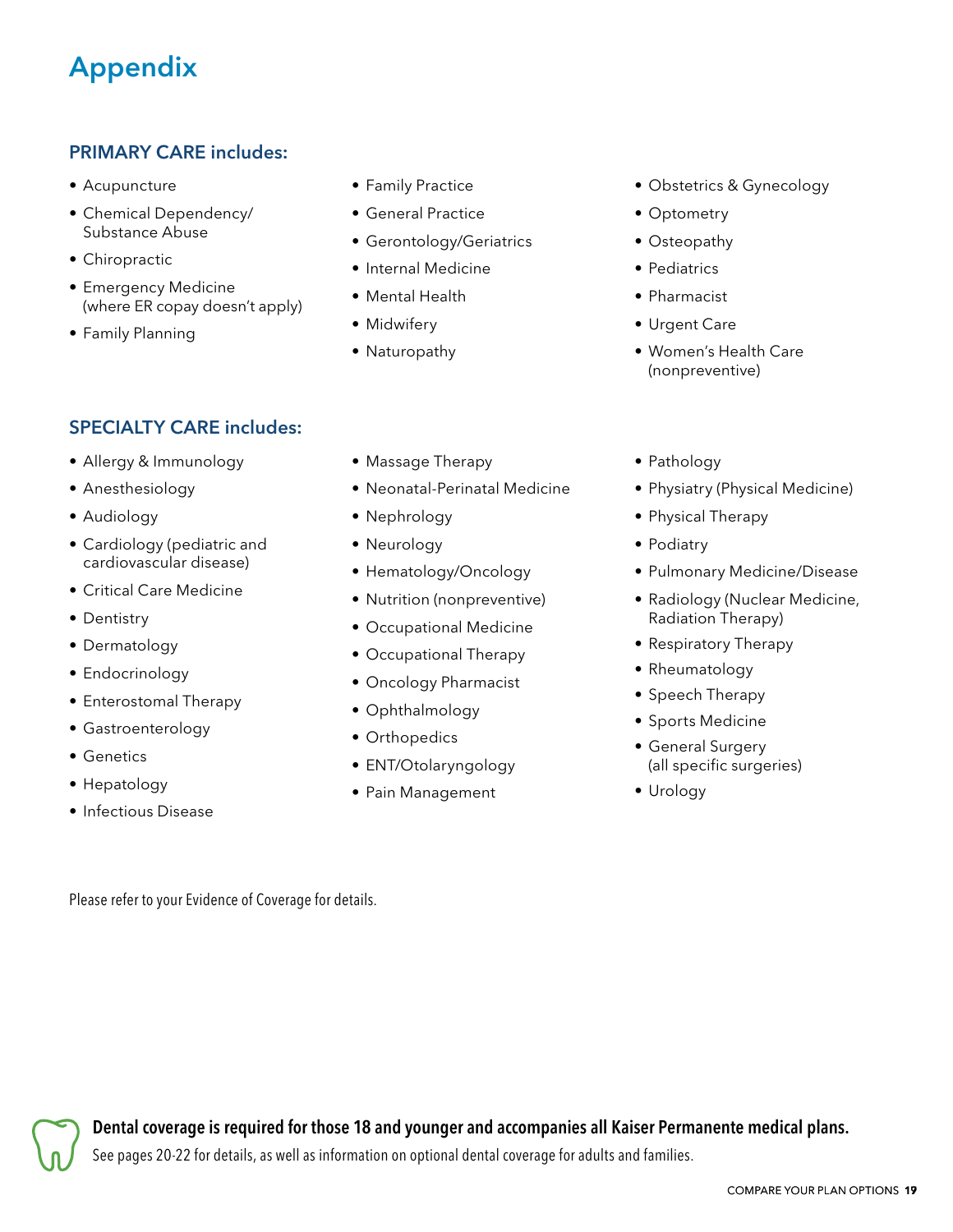# Appendix

## PRIMARY CARE includes:

- Acupuncture
- Chemical Dependency/ Substance Abuse
- Chiropractic
- Emergency Medicine (where ER copay doesn't apply)
- Family Planning
- Family Practice
- General Practice
- Gerontology/Geriatrics
- Internal Medicine
- Mental Health
- Midwifery
- Naturopathy
- Obstetrics & Gynecology
- Optometry
- Osteopathy
- Pediatrics
- Pharmacist
- Urgent Care
- Women's Health Care (nonpreventive)

## SPECIALTY CARE includes:

- Allergy & Immunology
- Anesthesiology
- Audiology
- Cardiology (pediatric and cardiovascular disease)
- Critical Care Medicine
- Dentistry
- Dermatology
- Endocrinology
- Enterostomal Therapy
- Gastroenterology
- Genetics
- Hepatology
- Infectious Disease
- Massage Therapy
- Neonatal-Perinatal Medicine
- Nephrology
- Neurology
- Hematology/Oncology
- Nutrition (nonpreventive)
- Occupational Medicine
- Occupational Therapy
- Oncology Pharmacist
- Ophthalmology
- Orthopedics
- ENT/Otolaryngology
- Pain Management
- Pathology
- Physiatry (Physical Medicine)
- Physical Therapy
- Podiatry
- Pulmonary Medicine/Disease
- Radiology (Nuclear Medicine, Radiation Therapy)
- Respiratory Therapy
- Rheumatology
- Speech Therapy
- Sports Medicine
- General Surgery (all specific surgeries)
- Urology

Please refer to your Evidence of Coverage for details.

**Dental coverage is required for those 18 and younger and accompanies all Kaiser Permanente medical plans.**

See pages 20-22 for details, as well as information on optional dental coverage for adults and families.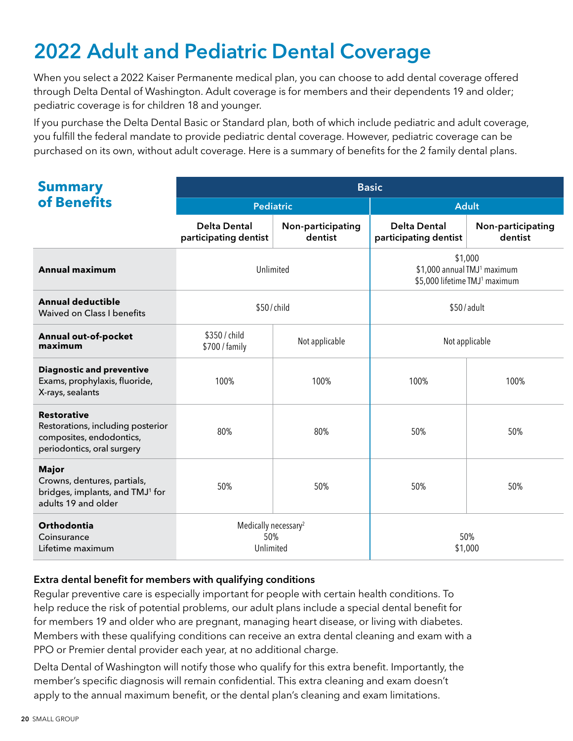# 2022 Adult and Pediatric Dental Coverage

When you select a 2022 Kaiser Permanente medical plan, you can choose to add dental coverage offered through Delta Dental of Washington. Adult coverage is for members and their dependents 19 and older; pediatric coverage is for children 18 and younger.

If you purchase the Delta Dental Basic or Standard plan, both of which include pediatric and adult coverage, you fulfill the federal mandate to provide pediatric dental coverage. However, pediatric coverage can be purchased on its own, without adult coverage. Here is a summary of benefits for the 2 family dental plans.

| Summary of Benefits | Basic | | | |
|---|---|---|---|---|
| | Pediatric | | Adult | |
| | Delta Dental participating dentist | Non-participating dentist | Delta Dental participating dentist | Non-participating dentist |
| **Annual maximum** | Unlimited | | $1,000<br>$1,000 annual TMJ[1] maximum<br>$5,000 lifetime TMJ[1] maximum | |
| **Annual deductible**<br>Waived on Class I benefits | $50 / child | | $50 / adult | |
| **Annual out-of-pocket maximum** | $350 / child<br>$700 / family | Not applicable | Not applicable | |
| **Diagnostic and preventive**<br>Exams, prophylaxis, fluoride, X-rays, sealants | 100% | 100% | 100% | 100% |
| **Restorative**<br>Restorations, including posterior composites, endodontics, periodontics, oral surgery | 80% | 80% | 50% | 50% |
| **Major**<br>Crowns, dentures, partials, bridges, implants, and TMJ[1] for adults 19 and older | 50% | 50% | 50% | 50% |
| **Orthodontia**<br>Coinsurance<br>Lifetime maximum | Medically necessary[2]<br>50%<br>Unlimited | | 50%<br>$1,000 | |

**Extra dental benefit for members with qualifying conditions**

Regular preventive care is especially important for people with certain health conditions. To help reduce the risk of potential problems, our adult plans include a special dental benefit for for members 19 and older who are pregnant, managing heart disease, or living with diabetes. Members with these qualifying conditions can receive an extra dental cleaning and exam with a PPO or Premier dental provider each year, at no additional charge.

Delta Dental of Washington will notify those who qualify for this extra benefit. Importantly, the member's specific diagnosis will remain confidential. This extra cleaning and exam doesn't apply to the annual maximum benefit, or the dental plan's cleaning and exam limitations.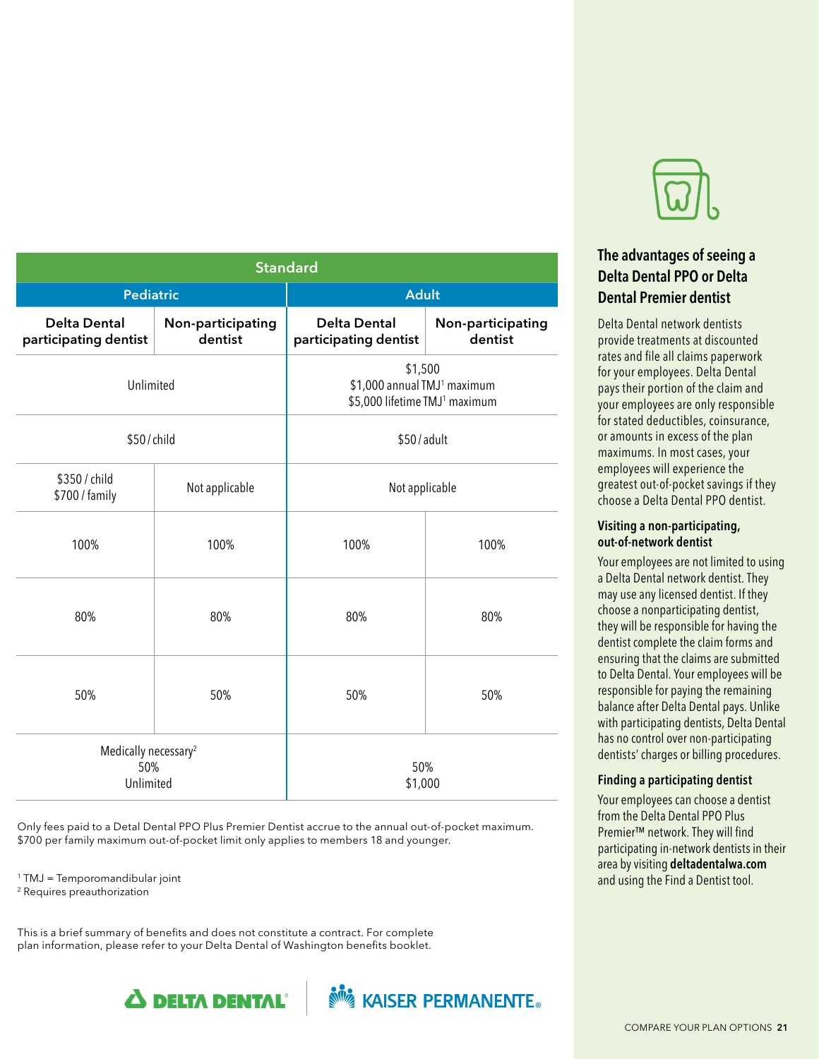| Standard | | | |
|---|---|---|---|
| Pediatric | | Adult | |
| Delta Dental participating dentist | Non-participating dentist | Delta Dental participating dentist | Non-participating dentist |
| Unlimited | | $1,500<br>$1,000 annual TMJ[1] maximum<br>$5,000 lifetime TMJ[1] maximum | |
| $50 / child | | $50 / adult | |
| $350 / child<br>$700 / family | Not applicable | Not applicable | |
| 100% | 100% | 100% | 100% |
| 80% | 80% | 80% | 80% |
| 50% | 50% | 50% | 50% |
| Medically necessary[2]<br>50%<br>Unlimited | | 50%<br>$1,000 | |

Only fees paid to a Detal Dental PPO Plus Premier Dentist accrue to the annual out-of-pocket maximum. $700 per family maximum out-of-pocket limit only applies to members 18 and younger.

[1] TMJ = Temporomandibular joint
[2] Requires preauthorization

This is a brief summary of benefits and does not constitute a contract. For complete plan information, please refer to your Delta Dental of Washington benefits booklet.

DELTA DENTAL | KAISER PERMANENTE

## The advantages of seeing a Delta Dental PPO or Delta Dental Premier dentist

Delta Dental network dentists provide treatments at discounted rates and file all claims paperwork for your employees. Delta Dental pays their portion of the claim and your employees are only responsible for stated deductibles, coinsurance, or amounts in excess of the plan maximums. In most cases, your employees will experience the greatest out-of-pocket savings if they choose a Delta Dental PPO dentist.

### Visiting a non-participating, out-of-network dentist

Your employees are not limited to using a Delta Dental network dentist. They may use any licensed dentist. If they choose a nonparticipating dentist, they will be responsible for having the dentist complete the claim forms and ensuring that the claims are submitted to Delta Dental. Your employees will be responsible for paying the remaining balance after Delta Dental pays. Unlike with participating dentists, Delta Dental has no control over non-participating dentists' charges or billing procedures.

### Finding a participating dentist

Your employees can choose a dentist from the Delta Dental PPO Plus Premier™ network. They will find participating in-network dentists in their area by visiting **deltadentalwa.com** and using the Find a Dentist tool.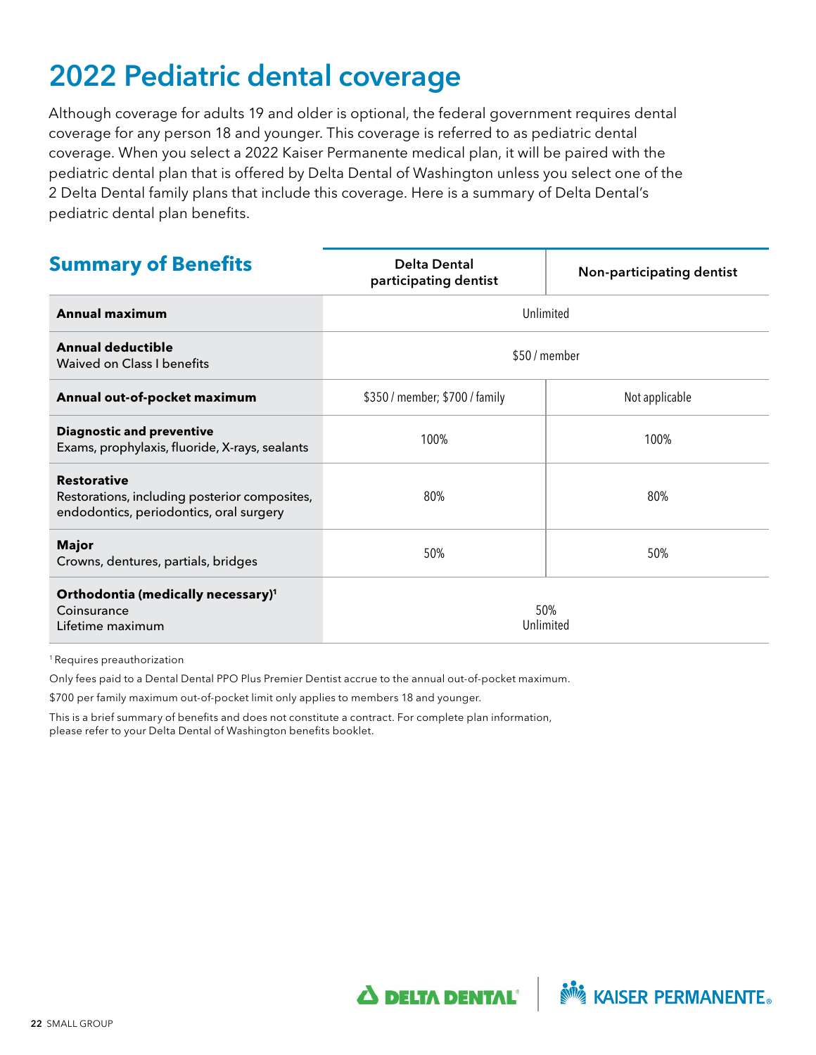# 2022 Pediatric dental coverage

Although coverage for adults 19 and older is optional, the federal government requires dental coverage for any person 18 and younger. This coverage is referred to as pediatric dental coverage. When you select a 2022 Kaiser Permanente medical plan, it will be paired with the pediatric dental plan that is offered by Delta Dental of Washington unless you select one of the 2 Delta Dental family plans that include this coverage. Here is a summary of Delta Dental's pediatric dental plan benefits.

| Summary of Benefits | Delta Dental participating dentist | Non-participating dentist |
|---|---|---|
| **Annual maximum** | Unlimited | |
| **Annual deductible**<br>Waived on Class I benefits | $50 / member | |
| **Annual out-of-pocket maximum** | $350 / member; $700 / family | Not applicable |
| **Diagnostic and preventive**<br>Exams, prophylaxis, fluoride, X-rays, sealants | 100% | 100% |
| **Restorative**<br>Restorations, including posterior composites, endodontics, periodontics, oral surgery | 80% | 80% |
| **Major**<br>Crowns, dentures, partials, bridges | 50% | 50% |
| **Orthodontia (medically necessary)**[1]<br>Coinsurance<br>Lifetime maximum | 50%<br>Unlimited | |

[1] Requires preauthorization

Only fees paid to a Dental Dental PPO Plus Premier Dentist accrue to the annual out-of-pocket maximum.

$700 per family maximum out-of-pocket limit only applies to members 18 and younger.

This is a brief summary of benefits and does not constitute a contract. For complete plan information, please refer to your Delta Dental of Washington benefits booklet.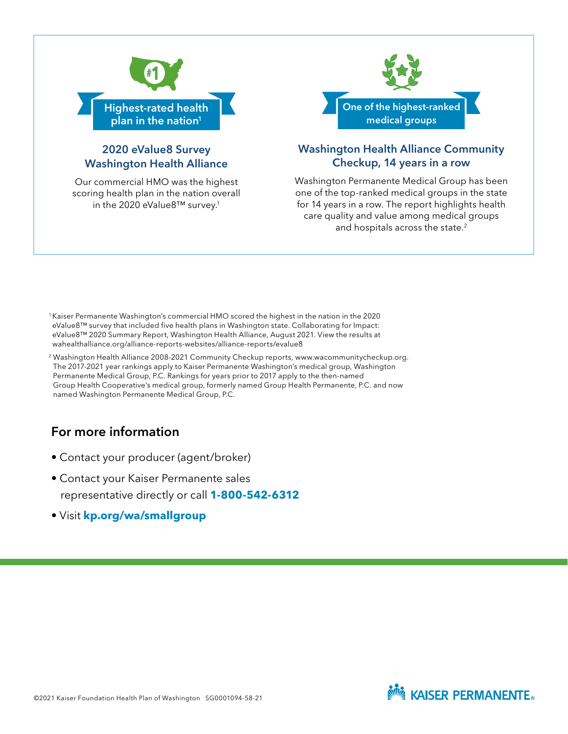**#1**

**Highest-rated health plan in the nation[1]**

### 2020 eValue8 Survey Washington Health Alliance

Our commercial HMO was the highest scoring health plan in the nation overall in the 2020 eValue8™ survey.[1]

**One of the highest-ranked medical groups**

### Washington Health Alliance Community Checkup, 14 years in a row

Washington Permanente Medical Group has been one of the top-ranked medical groups in the state for 14 years in a row. The report highlights health care quality and value among medical groups and hospitals across the state.[2]

[1] Kaiser Permanente Washington's commercial HMO scored the highest in the nation in the 2020 eValue8™ survey that included five health plans in Washington state. Collaborating for Impact: eValue8™ 2020 Summary Report, Washington Health Alliance, August 2021. View the results at wahealthalliance.org/alliance-reports-websites/alliance-reports/evalue8

[2] Washington Health Alliance 2008-2021 Community Checkup reports, www.wacommunitycheckup.org. The 2017-2021 year rankings apply to Kaiser Permanente Washington's medical group, Washington Permanente Medical Group, P.C. Rankings for years prior to 2017 apply to the then-named Group Health Cooperative's medical group, formerly named Group Health Permanente, P.C. and now named Washington Permanente Medical Group, P.C.

## For more information

- Contact your producer (agent/broker)
- Contact your Kaiser Permanente sales representative directly or call **1-800-542-6312**
- Visit **kp.org/wa/smallgroup**

©2021 Kaiser Foundation Health Plan of Washington SG0001094-58-21

KAISER PERMANENTE®